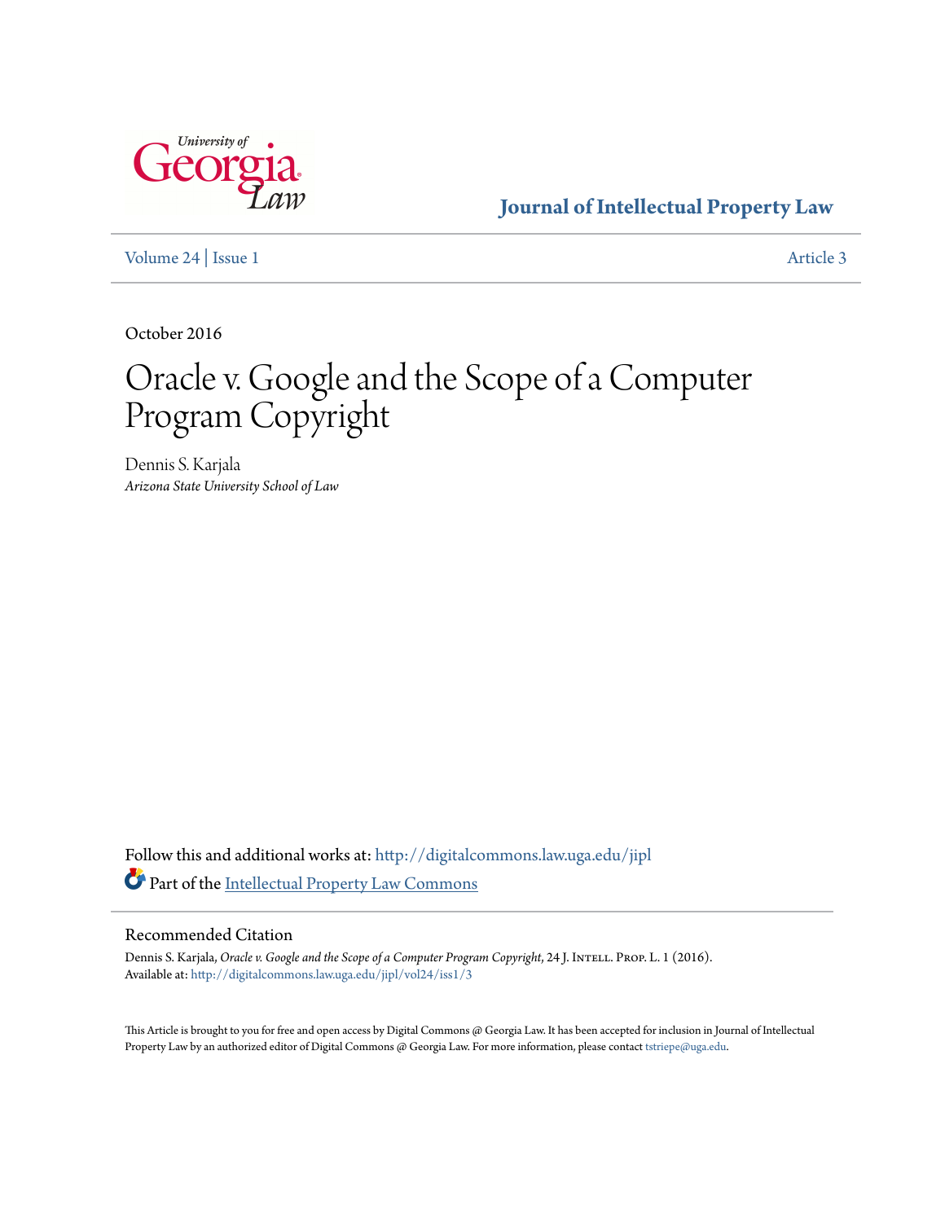University of Georgia Law

# Journal of Intellectual Property Law

Volume 24 | Issue 1 | Article 3

October 2016

# Oracle v. Google and the Scope of a Computer Program Copyright

Dennis S. Karjala
*Arizona State University School of Law*

Follow this and additional works at: http://digitalcommons.law.uga.edu/jipl

Part of the Intellectual Property Law Commons

## Recommended Citation

Dennis S. Karjala, *Oracle v. Google and the Scope of a Computer Program Copyright*, 24 J. Intell. Prop. L. 1 (2016).
Available at: http://digitalcommons.law.uga.edu/jipl/vol24/iss1/3

This Article is brought to you for free and open access by Digital Commons @ Georgia Law. It has been accepted for inclusion in Journal of Intellectual Property Law by an authorized editor of Digital Commons @ Georgia Law. For more information, please contact tstriepe@uga.edu.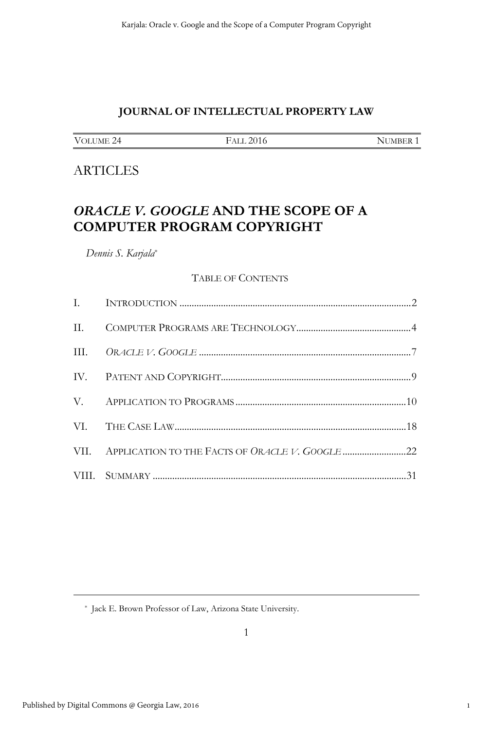# JOURNAL OF INTELLECTUAL PROPERTY LAW

| VOLUME 24 | FALL 2016 | NUMBER 1 |
|---|---|---|

# ARTICLES

## *ORACLE V. GOOGLE* AND THE SCOPE OF A COMPUTER PROGRAM COPYRIGHT

*Dennis S. Karjala*[*]

TABLE OF CONTENTS

| | | |
|---|---|---|
| I. | INTRODUCTION | 2 |
| II. | COMPUTER PROGRAMS ARE TECHNOLOGY | 4 |
| III. | *ORACLE V. GOOGLE* | 7 |
| IV. | PATENT AND COPYRIGHT | 9 |
| V. | APPLICATION TO PROGRAMS | 10 |
| VI. | THE CASE LAW | 18 |
| VII. | APPLICATION TO THE FACTS OF *ORACLE V. GOOGLE* | 22 |
| VIII. | SUMMARY | 31 |

[*] Jack E. Brown Professor of Law, Arizona State University.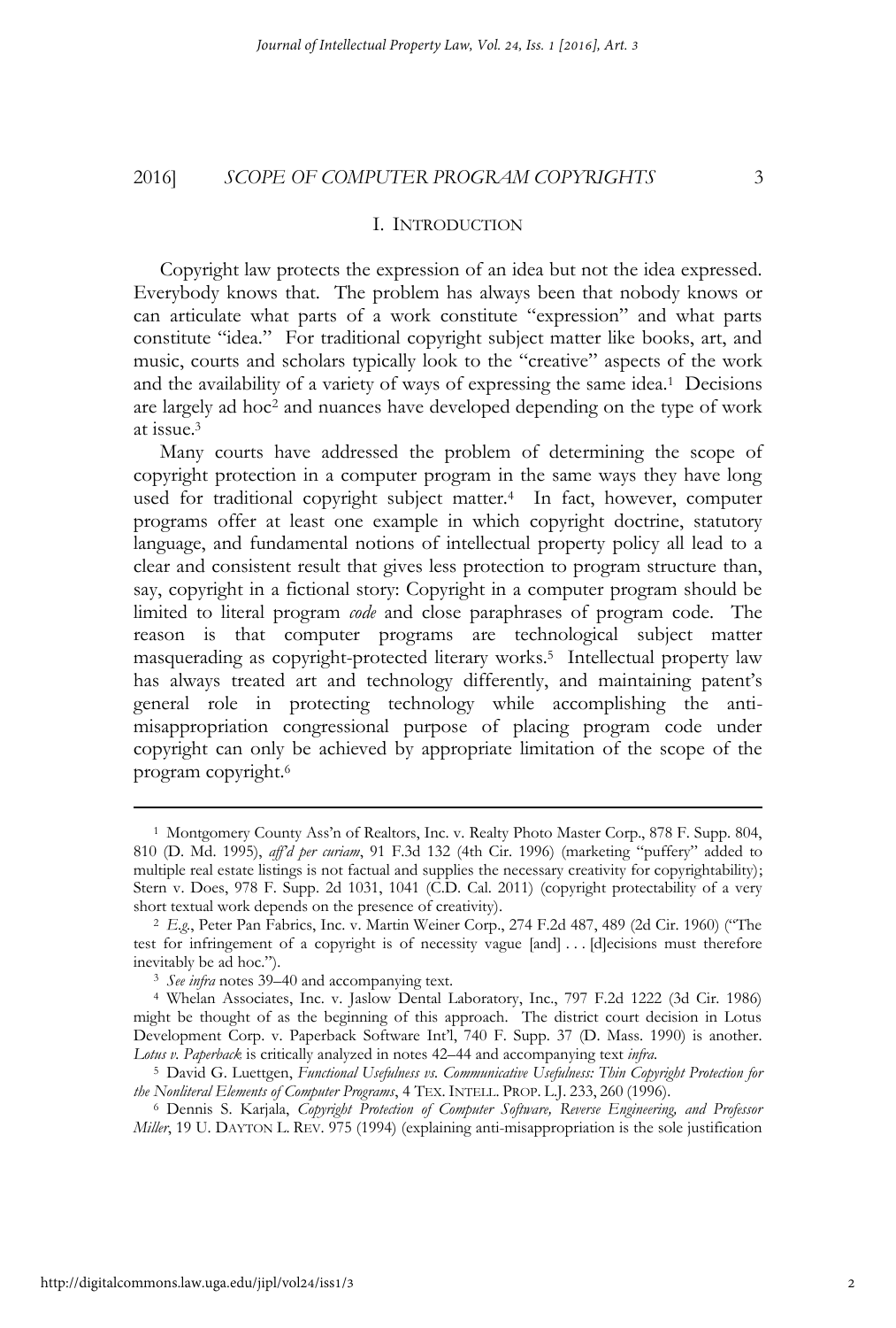## I. INTRODUCTION

Copyright law protects the expression of an idea but not the idea expressed. Everybody knows that. The problem has always been that nobody knows or can articulate what parts of a work constitute "expression" and what parts constitute "idea." For traditional copyright subject matter like books, art, and music, courts and scholars typically look to the "creative" aspects of the work and the availability of a variety of ways of expressing the same idea.[1] Decisions are largely ad hoc[2] and nuances have developed depending on the type of work at issue.[3]

Many courts have addressed the problem of determining the scope of copyright protection in a computer program in the same ways they have long used for traditional copyright subject matter.[4] In fact, however, computer programs offer at least one example in which copyright doctrine, statutory language, and fundamental notions of intellectual property policy all lead to a clear and consistent result that gives less protection to program structure than, say, copyright in a fictional story: Copyright in a computer program should be limited to literal program *code* and close paraphrases of program code. The reason is that computer programs are technological subject matter masquerading as copyright-protected literary works.[5] Intellectual property law has always treated art and technology differently, and maintaining patent's general role in protecting technology while accomplishing the anti-misappropriation congressional purpose of placing program code under copyright can only be achieved by appropriate limitation of the scope of the program copyright.[6]

---

[1] Montgomery County Ass'n of Realtors, Inc. v. Realty Photo Master Corp., 878 F. Supp. 804, 810 (D. Md. 1995), *aff'd per curiam*, 91 F.3d 132 (4th Cir. 1996) (marketing "puffery" added to multiple real estate listings is not factual and supplies the necessary creativity for copyrightability); Stern v. Does, 978 F. Supp. 2d 1031, 1041 (C.D. Cal. 2011) (copyright protectability of a very short textual work depends on the presence of creativity).

[2] *E.g.*, Peter Pan Fabrics, Inc. v. Martin Weiner Corp., 274 F.2d 487, 489 (2d Cir. 1960) ("The test for infringement of a copyright is of necessity vague [and] . . . [d]ecisions must therefore inevitably be ad hoc.").

[3] *See infra* notes 39–40 and accompanying text.

[4] Whelan Associates, Inc. v. Jaslow Dental Laboratory, Inc., 797 F.2d 1222 (3d Cir. 1986) might be thought of as the beginning of this approach. The district court decision in Lotus Development Corp. v. Paperback Software Int'l, 740 F. Supp. 37 (D. Mass. 1990) is another. *Lotus v. Paperback* is critically analyzed in notes 42–44 and accompanying text *infra*.

[5] David G. Luettgen, *Functional Usefulness vs. Communicative Usefulness: Thin Copyright Protection for the Nonliteral Elements of Computer Programs*, 4 TEX. INTELL. PROP. L.J. 233, 260 (1996).

[6] Dennis S. Karjala, *Copyright Protection of Computer Software, Reverse Engineering, and Professor Miller*, 19 U. DAYTON L. REV. 975 (1994) (explaining anti-misappropriation is the sole justification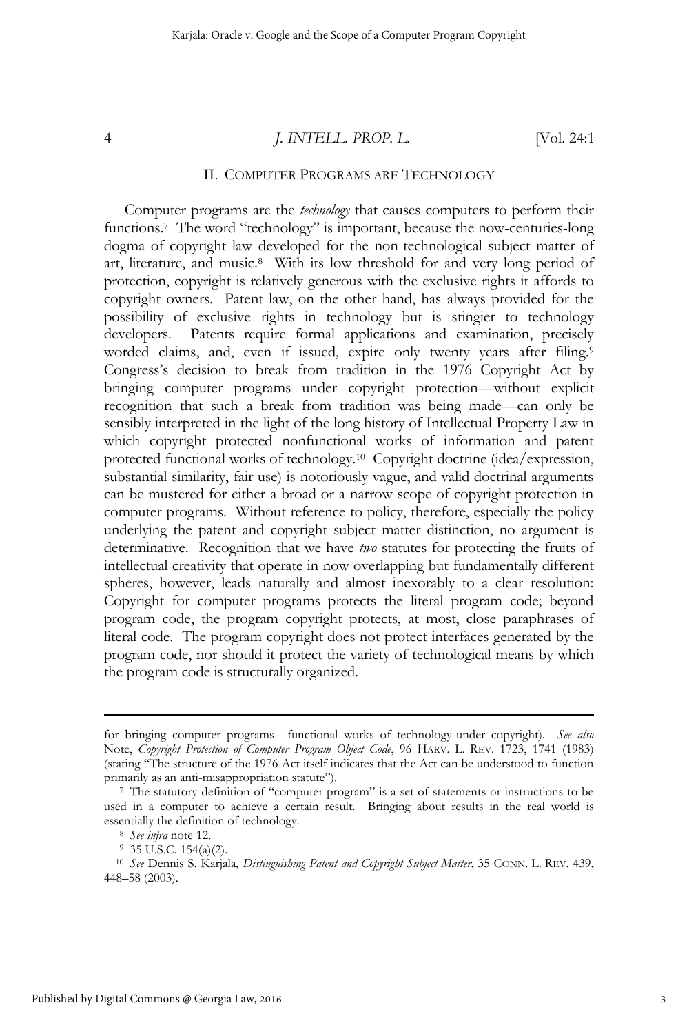## II. COMPUTER PROGRAMS ARE TECHNOLOGY

Computer programs are the *technology* that causes computers to perform their functions.[7] The word "technology" is important, because the now-centuries-long dogma of copyright law developed for the non-technological subject matter of art, literature, and music.[8] With its low threshold for and very long period of protection, copyright is relatively generous with the exclusive rights it affords to copyright owners. Patent law, on the other hand, has always provided for the possibility of exclusive rights in technology but is stingier to technology developers. Patents require formal applications and examination, precisely worded claims, and, even if issued, expire only twenty years after filing.[9] Congress's decision to break from tradition in the 1976 Copyright Act by bringing computer programs under copyright protection—without explicit recognition that such a break from tradition was being made—can only be sensibly interpreted in the light of the long history of Intellectual Property Law in which copyright protected nonfunctional works of information and patent protected functional works of technology.[10] Copyright doctrine (idea/expression, substantial similarity, fair use) is notoriously vague, and valid doctrinal arguments can be mustered for either a broad or a narrow scope of copyright protection in computer programs. Without reference to policy, therefore, especially the policy underlying the patent and copyright subject matter distinction, no argument is determinative. Recognition that we have *two* statutes for protecting the fruits of intellectual creativity that operate in now overlapping but fundamentally different spheres, however, leads naturally and almost inexorably to a clear resolution: Copyright for computer programs protects the literal program code; beyond program code, the program copyright protects, at most, close paraphrases of literal code. The program copyright does not protect interfaces generated by the program code, nor should it protect the variety of technological means by which the program code is structurally organized.

---

for bringing computer programs—functional works of technology-under copyright). *See also* Note, *Copyright Protection of Computer Program Object Code*, 96 HARV. L. REV. 1723, 1741 (1983) (stating "The structure of the 1976 Act itself indicates that the Act can be understood to function primarily as an anti-misappropriation statute").

[7] The statutory definition of "computer program" is a set of statements or instructions to be used in a computer to achieve a certain result. Bringing about results in the real world is essentially the definition of technology.

[8] *See infra* note 12.

[9] 35 U.S.C. 154(a)(2).

[10] *See* Dennis S. Karjala, *Distinguishing Patent and Copyright Subject Matter*, 35 CONN. L. REV. 439, 448–58 (2003).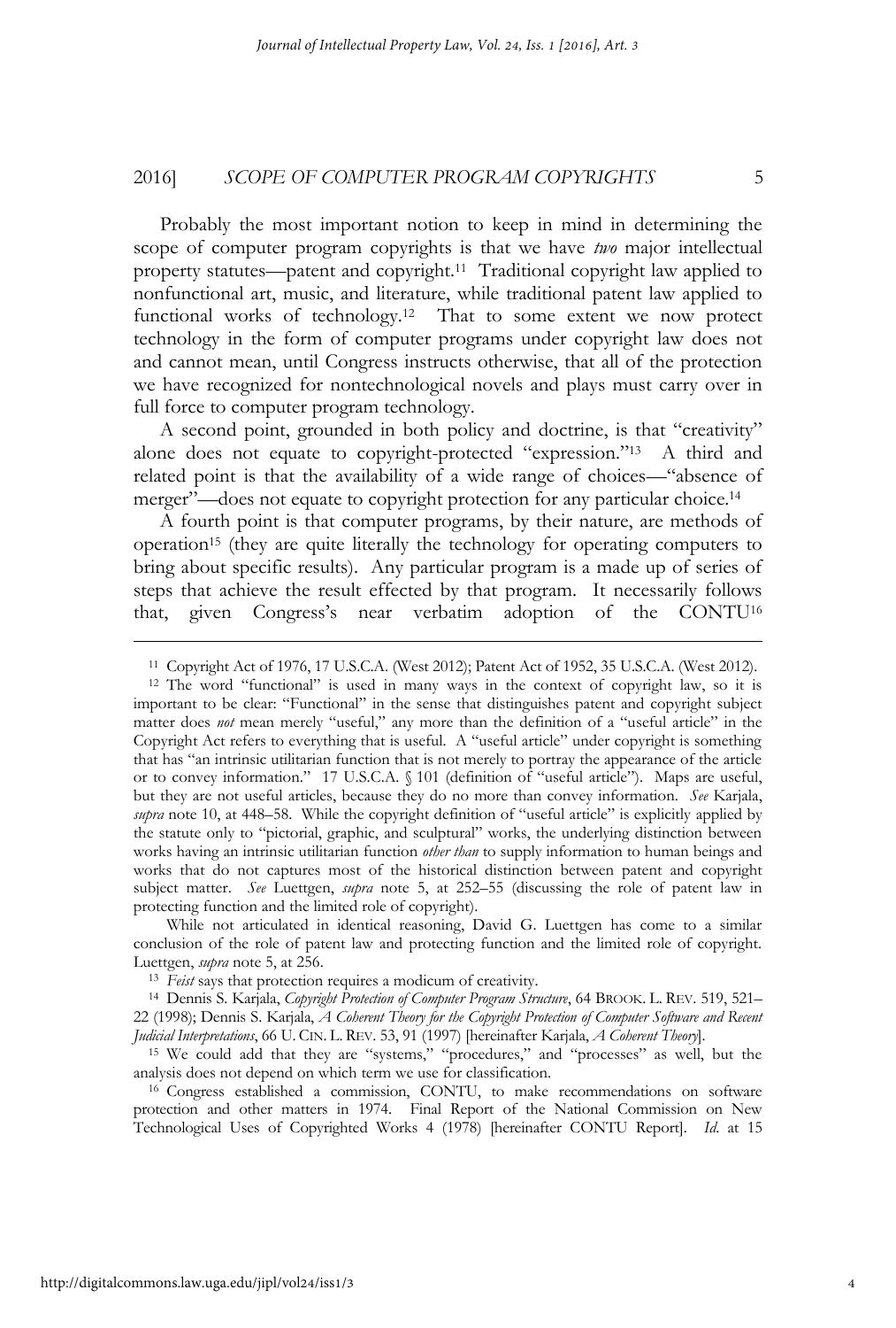Probably the most important notion to keep in mind in determining the scope of computer program copyrights is that we have *two* major intellectual property statutes—patent and copyright.[11] Traditional copyright law applied to nonfunctional art, music, and literature, while traditional patent law applied to functional works of technology.[12] That to some extent we now protect technology in the form of computer programs under copyright law does not and cannot mean, until Congress instructs otherwise, that all of the protection we have recognized for nontechnological novels and plays must carry over in full force to computer program technology.

A second point, grounded in both policy and doctrine, is that "creativity" alone does not equate to copyright-protected "expression."[13] A third and related point is that the availability of a wide range of choices—"absence of merger"—does not equate to copyright protection for any particular choice.[14]

A fourth point is that computer programs, by their nature, are methods of operation[15] (they are quite literally the technology for operating computers to bring about specific results). Any particular program is a made up of series of steps that achieve the result effected by that program. It necessarily follows that, given Congress's near verbatim adoption of the CONTU[16]

---

[11] Copyright Act of 1976, 17 U.S.C.A. (West 2012); Patent Act of 1952, 35 U.S.C.A. (West 2012).

[12] The word "functional" is used in many ways in the context of copyright law, so it is important to be clear: "Functional" in the sense that distinguishes patent and copyright subject matter does *not* mean merely "useful," any more than the definition of a "useful article" in the Copyright Act refers to everything that is useful. A "useful article" under copyright is something that has "an intrinsic utilitarian function that is not merely to portray the appearance of the article or to convey information." 17 U.S.C.A. § 101 (definition of "useful article"). Maps are useful, but they are not useful articles, because they do no more than convey information. *See* Karjala, *supra* note 10, at 448–58. While the copyright definition of "useful article" is explicitly applied by the statute only to "pictorial, graphic, and sculptural" works, the underlying distinction between works having an intrinsic utilitarian function *other than* to supply information to human beings and works that do not captures most of the historical distinction between patent and copyright subject matter. *See* Luettgen, *supra* note 5, at 252–55 (discussing the role of patent law in protecting function and the limited role of copyright).

While not articulated in identical reasoning, David G. Luettgen has come to a similar conclusion of the role of patent law and protecting function and the limited role of copyright. Luettgen, *supra* note 5, at 256.

[13] *Feist* says that protection requires a modicum of creativity.

[14] Dennis S. Karjala, *Copyright Protection of Computer Program Structure*, 64 BROOK. L. REV. 519, 521–22 (1998); Dennis S. Karjala, *A Coherent Theory for the Copyright Protection of Computer Software and Recent Judicial Interpretations*, 66 U. CIN. L. REV. 53, 91 (1997) [hereinafter Karjala, *A Coherent Theory*].

[15] We could add that they are "systems," "procedures," and "processes" as well, but the analysis does not depend on which term we use for classification.

[16] Congress established a commission, CONTU, to make recommendations on software protection and other matters in 1974. Final Report of the National Commission on New Technological Uses of Copyrighted Works 4 (1978) [hereinafter CONTU Report]. *Id.* at 15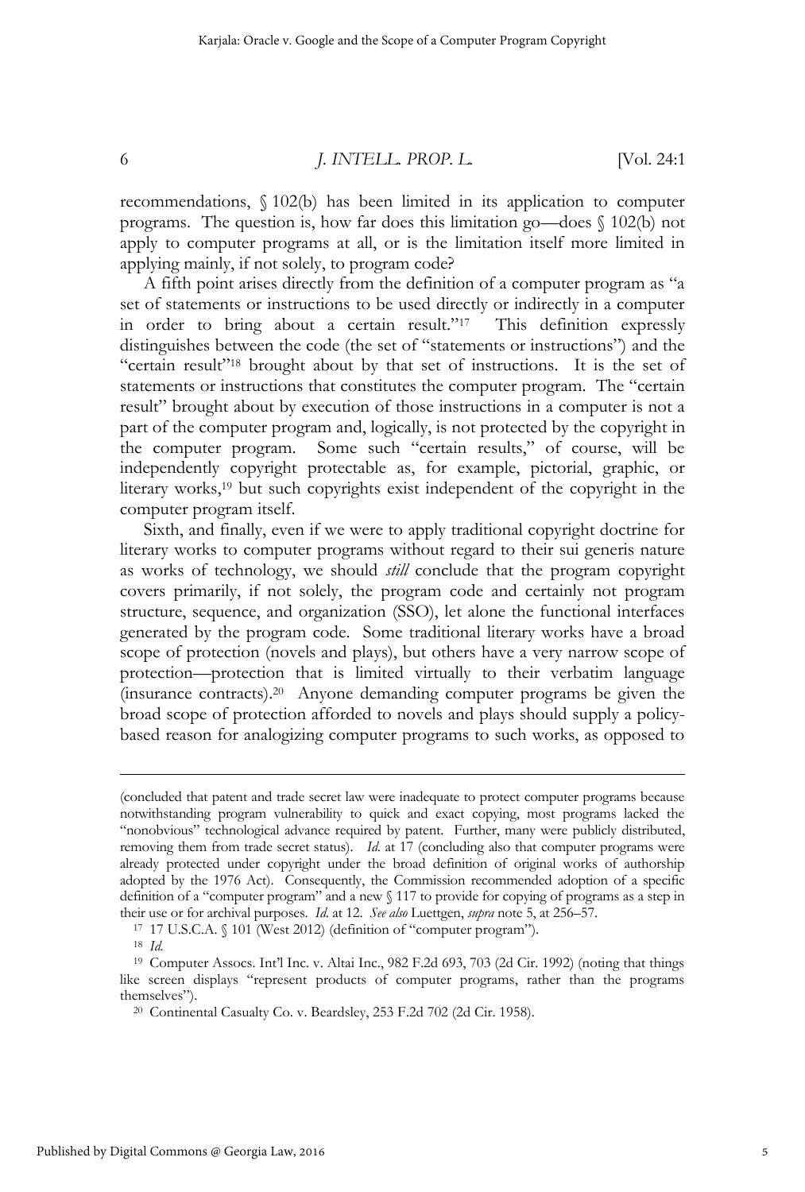recommendations, § 102(b) has been limited in its application to computer programs. The question is, how far does this limitation go—does § 102(b) not apply to computer programs at all, or is the limitation itself more limited in applying mainly, if not solely, to program code?

A fifth point arises directly from the definition of a computer program as "a set of statements or instructions to be used directly or indirectly in a computer in order to bring about a certain result."[17] This definition expressly distinguishes between the code (the set of "statements or instructions") and the "certain result"[18] brought about by that set of instructions. It is the set of statements or instructions that constitutes the computer program. The "certain result" brought about by execution of those instructions in a computer is not a part of the computer program and, logically, is not protected by the copyright in the computer program. Some such "certain results," of course, will be independently copyright protectable as, for example, pictorial, graphic, or literary works,[19] but such copyrights exist independent of the copyright in the computer program itself.

Sixth, and finally, even if we were to apply traditional copyright doctrine for literary works to computer programs without regard to their sui generis nature as works of technology, we should *still* conclude that the program copyright covers primarily, if not solely, the program code and certainly not program structure, sequence, and organization (SSO), let alone the functional interfaces generated by the program code. Some traditional literary works have a broad scope of protection (novels and plays), but others have a very narrow scope of protection—protection that is limited virtually to their verbatim language (insurance contracts).[20] Anyone demanding computer programs be given the broad scope of protection afforded to novels and plays should supply a policy-based reason for analogizing computer programs to such works, as opposed to

---

(concluded that patent and trade secret law were inadequate to protect computer programs because notwithstanding program vulnerability to quick and exact copying, most programs lacked the "nonobvious" technological advance required by patent. Further, many were publicly distributed, removing them from trade secret status). *Id.* at 17 (concluding also that computer programs were already protected under copyright under the broad definition of original works of authorship adopted by the 1976 Act). Consequently, the Commission recommended adoption of a specific definition of a "computer program" and a new § 117 to provide for copying of programs as a step in their use or for archival purposes. *Id.* at 12. *See also* Luettgen, *supra* note 5, at 256–57.

[17] 17 U.S.C.A. § 101 (West 2012) (definition of "computer program").

[18] *Id.*

[19] Computer Assocs. Int'l Inc. v. Altai Inc., 982 F.2d 693, 703 (2d Cir. 1992) (noting that things like screen displays "represent products of computer programs, rather than the programs themselves").

[20] Continental Casualty Co. v. Beardsley, 253 F.2d 702 (2d Cir. 1958).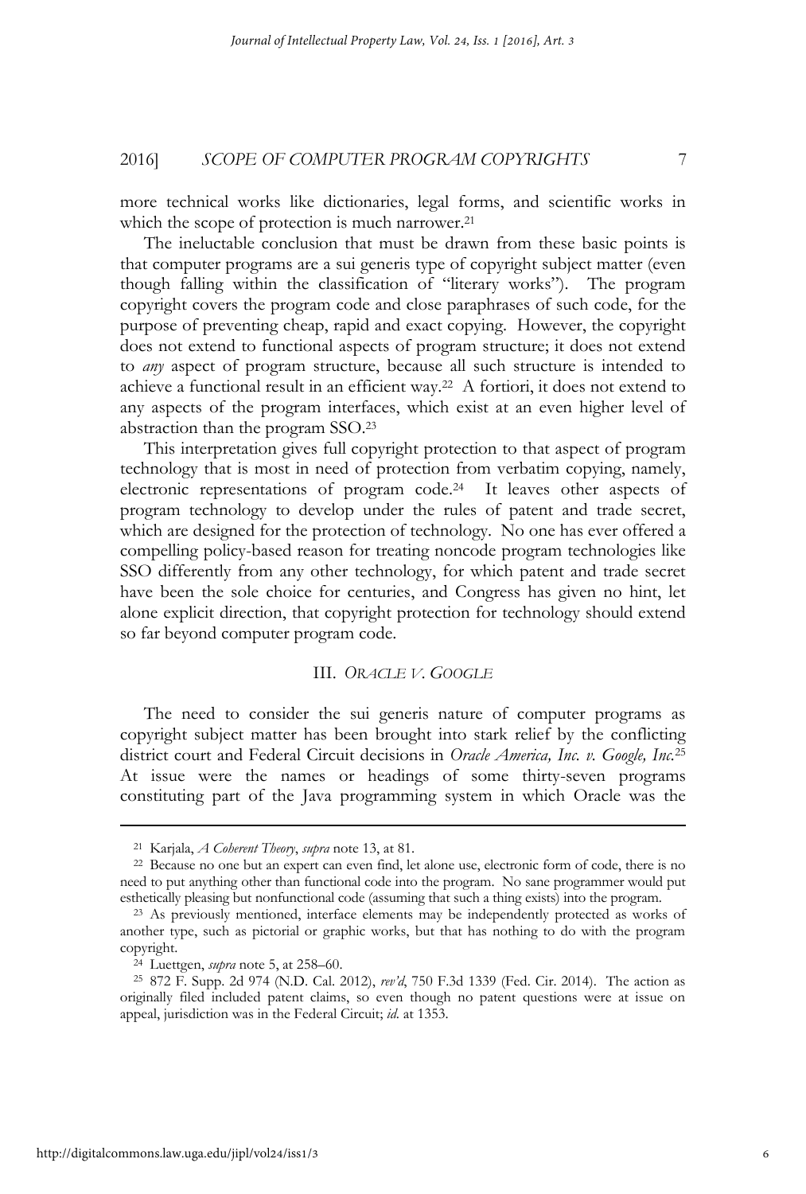more technical works like dictionaries, legal forms, and scientific works in which the scope of protection is much narrower.[21]

The ineluctable conclusion that must be drawn from these basic points is that computer programs are a sui generis type of copyright subject matter (even though falling within the classification of "literary works"). The program copyright covers the program code and close paraphrases of such code, for the purpose of preventing cheap, rapid and exact copying. However, the copyright does not extend to functional aspects of program structure; it does not extend to *any* aspect of program structure, because all such structure is intended to achieve a functional result in an efficient way.[22] A fortiori, it does not extend to any aspects of the program interfaces, which exist at an even higher level of abstraction than the program SSO.[23]

This interpretation gives full copyright protection to that aspect of program technology that is most in need of protection from verbatim copying, namely, electronic representations of program code.[24] It leaves other aspects of program technology to develop under the rules of patent and trade secret, which are designed for the protection of technology. No one has ever offered a compelling policy-based reason for treating noncode program technologies like SSO differently from any other technology, for which patent and trade secret have been the sole choice for centuries, and Congress has given no hint, let alone explicit direction, that copyright protection for technology should extend so far beyond computer program code.

## III. *ORACLE V. GOOGLE*

The need to consider the sui generis nature of computer programs as copyright subject matter has been brought into stark relief by the conflicting district court and Federal Circuit decisions in *Oracle America, Inc. v. Google, Inc.*[25] At issue were the names or headings of some thirty-seven programs constituting part of the Java programming system in which Oracle was the

---

[21] Karjala, *A Coherent Theory*, *supra* note 13, at 81.

[22] Because no one but an expert can even find, let alone use, electronic form of code, there is no need to put anything other than functional code into the program. No sane programmer would put esthetically pleasing but nonfunctional code (assuming that such a thing exists) into the program.

[23] As previously mentioned, interface elements may be independently protected as works of another type, such as pictorial or graphic works, but that has nothing to do with the program copyright.

[24] Luettgen, *supra* note 5, at 258–60.

[25] 872 F. Supp. 2d 974 (N.D. Cal. 2012), *rev'd*, 750 F.3d 1339 (Fed. Cir. 2014). The action as originally filed included patent claims, so even though no patent questions were at issue on appeal, jurisdiction was in the Federal Circuit; *id.* at 1353.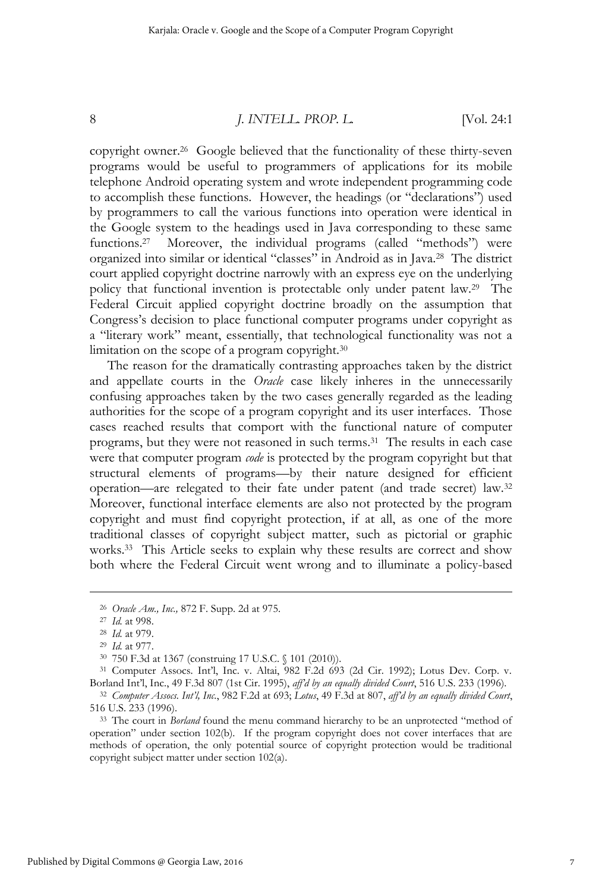copyright owner.[26] Google believed that the functionality of these thirty-seven programs would be useful to programmers of applications for its mobile telephone Android operating system and wrote independent programming code to accomplish these functions. However, the headings (or "declarations") used by programmers to call the various functions into operation were identical in the Google system to the headings used in Java corresponding to these same functions.[27] Moreover, the individual programs (called "methods") were organized into similar or identical "classes" in Android as in Java.[28] The district court applied copyright doctrine narrowly with an express eye on the underlying policy that functional invention is protectable only under patent law.[29] The Federal Circuit applied copyright doctrine broadly on the assumption that Congress's decision to place functional computer programs under copyright as a "literary work" meant, essentially, that technological functionality was not a limitation on the scope of a program copyright.[30]

The reason for the dramatically contrasting approaches taken by the district and appellate courts in the *Oracle* case likely inheres in the unnecessarily confusing approaches taken by the two cases generally regarded as the leading authorities for the scope of a program copyright and its user interfaces. Those cases reached results that comport with the functional nature of computer programs, but they were not reasoned in such terms.[31] The results in each case were that computer program *code* is protected by the program copyright but that structural elements of programs—by their nature designed for efficient operation—are relegated to their fate under patent (and trade secret) law.[32] Moreover, functional interface elements are also not protected by the program copyright and must find copyright protection, if at all, as one of the more traditional classes of copyright subject matter, such as pictorial or graphic works.[33] This Article seeks to explain why these results are correct and show both where the Federal Circuit went wrong and to illuminate a policy-based

---

[26] *Oracle Am., Inc.,* 872 F. Supp. 2d at 975.

[27] *Id.* at 998.

[28] *Id.* at 979.

[29] *Id.* at 977.

[30] 750 F.3d at 1367 (construing 17 U.S.C. § 101 (2010)).

[31] Computer Assocs. Int'l, Inc. v. Altai, 982 F.2d 693 (2d Cir. 1992); Lotus Dev. Corp. v. Borland Int'l, Inc., 49 F.3d 807 (1st Cir. 1995), *aff'd by an equally divided Court*, 516 U.S. 233 (1996).

[32] *Computer Assocs. Int'l, Inc.*, 982 F.2d at 693; *Lotus*, 49 F.3d at 807, *aff'd by an equally divided Court*, 516 U.S. 233 (1996).

[33] The court in *Borland* found the menu command hierarchy to be an unprotected "method of operation" under section 102(b). If the program copyright does not cover interfaces that are methods of operation, the only potential source of copyright protection would be traditional copyright subject matter under section 102(a).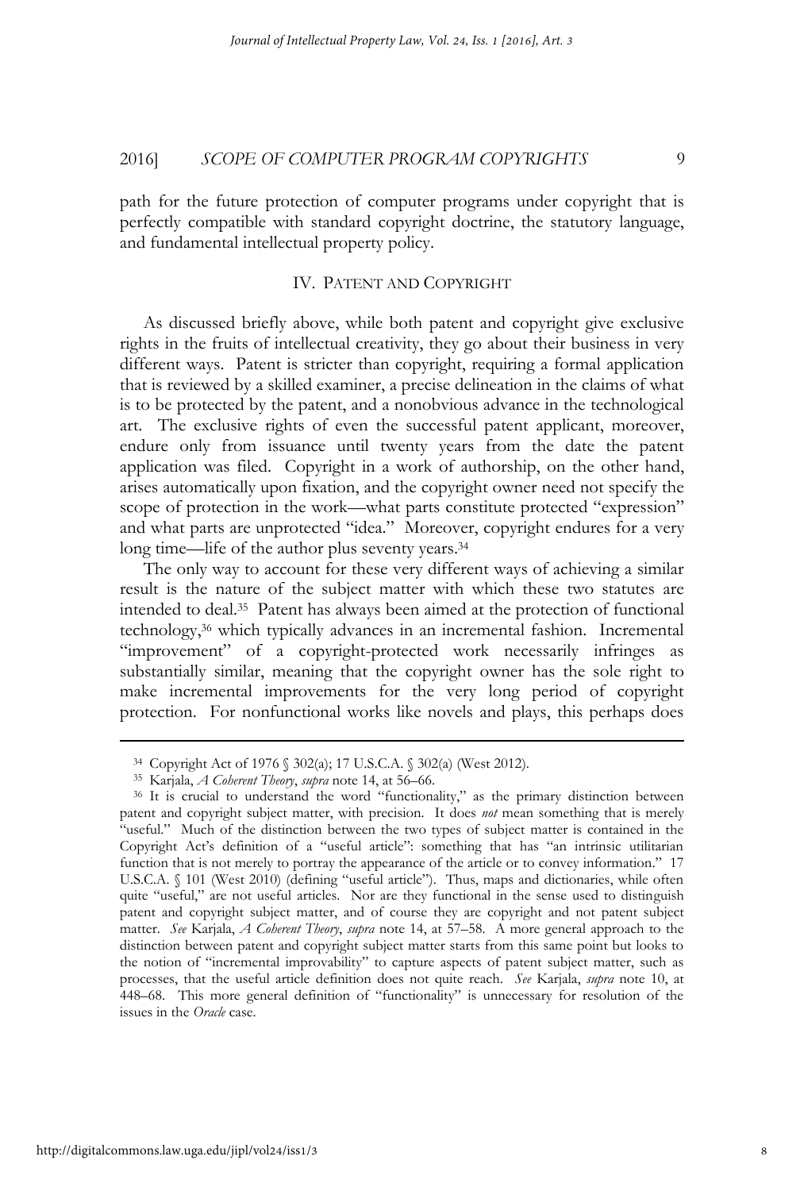path for the future protection of computer programs under copyright that is perfectly compatible with standard copyright doctrine, the statutory language, and fundamental intellectual property policy.

## IV. PATENT AND COPYRIGHT

As discussed briefly above, while both patent and copyright give exclusive rights in the fruits of intellectual creativity, they go about their business in very different ways. Patent is stricter than copyright, requiring a formal application that is reviewed by a skilled examiner, a precise delineation in the claims of what is to be protected by the patent, and a nonobvious advance in the technological art. The exclusive rights of even the successful patent applicant, moreover, endure only from issuance until twenty years from the date the patent application was filed. Copyright in a work of authorship, on the other hand, arises automatically upon fixation, and the copyright owner need not specify the scope of protection in the work—what parts constitute protected "expression" and what parts are unprotected "idea." Moreover, copyright endures for a very long time—life of the author plus seventy years.[34]

The only way to account for these very different ways of achieving a similar result is the nature of the subject matter with which these two statutes are intended to deal.[35] Patent has always been aimed at the protection of functional technology,[36] which typically advances in an incremental fashion. Incremental "improvement" of a copyright-protected work necessarily infringes as substantially similar, meaning that the copyright owner has the sole right to make incremental improvements for the very long period of copyright protection. For nonfunctional works like novels and plays, this perhaps does

---

[34] Copyright Act of 1976 § 302(a); 17 U.S.C.A. § 302(a) (West 2012).

[35] Karjala, *A Coherent Theory*, *supra* note 14, at 56–66.

[36] It is crucial to understand the word "functionality," as the primary distinction between patent and copyright subject matter, with precision. It does *not* mean something that is merely "useful." Much of the distinction between the two types of subject matter is contained in the Copyright Act's definition of a "useful article": something that has "an intrinsic utilitarian function that is not merely to portray the appearance of the article or to convey information." 17 U.S.C.A. § 101 (West 2010) (defining "useful article"). Thus, maps and dictionaries, while often quite "useful," are not useful articles. Nor are they functional in the sense used to distinguish patent and copyright subject matter, and of course they are copyright and not patent subject matter. *See* Karjala, *A Coherent Theory*, *supra* note 14, at 57–58. A more general approach to the distinction between patent and copyright subject matter starts from this same point but looks to the notion of "incremental improvability" to capture aspects of patent subject matter, such as processes, that the useful article definition does not quite reach. *See* Karjala, *supra* note 10, at 448–68. This more general definition of "functionality" is unnecessary for resolution of the issues in the *Oracle* case.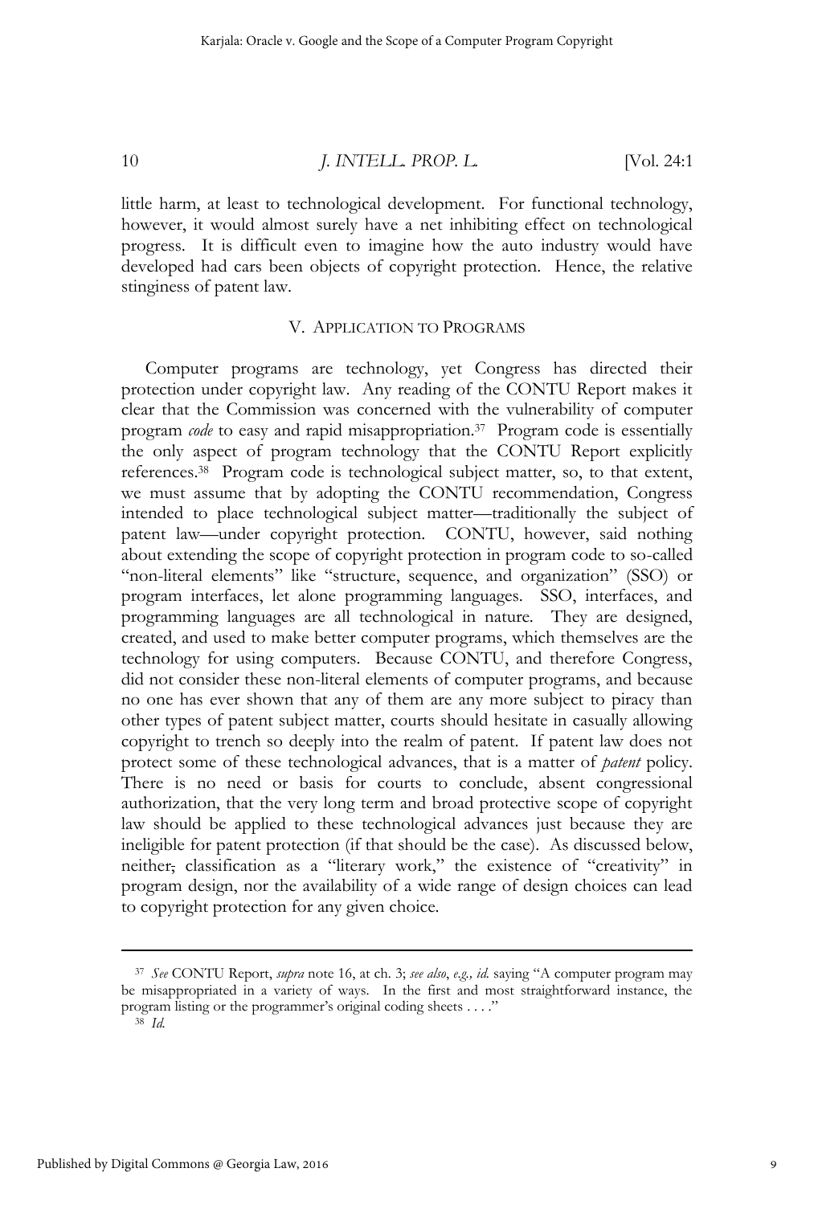little harm, at least to technological development. For functional technology, however, it would almost surely have a net inhibiting effect on technological progress. It is difficult even to imagine how the auto industry would have developed had cars been objects of copyright protection. Hence, the relative stinginess of patent law.

## V. APPLICATION TO PROGRAMS

Computer programs are technology, yet Congress has directed their protection under copyright law. Any reading of the CONTU Report makes it clear that the Commission was concerned with the vulnerability of computer program *code* to easy and rapid misappropriation.[37] Program code is essentially the only aspect of program technology that the CONTU Report explicitly references.[38] Program code is technological subject matter, so, to that extent, we must assume that by adopting the CONTU recommendation, Congress intended to place technological subject matter—traditionally the subject of patent law—under copyright protection. CONTU, however, said nothing about extending the scope of copyright protection in program code to so-called "non-literal elements" like "structure, sequence, and organization" (SSO) or program interfaces, let alone programming languages. SSO, interfaces, and programming languages are all technological in nature. They are designed, created, and used to make better computer programs, which themselves are the technology for using computers. Because CONTU, and therefore Congress, did not consider these non-literal elements of computer programs, and because no one has ever shown that any of them are any more subject to piracy than other types of patent subject matter, courts should hesitate in casually allowing copyright to trench so deeply into the realm of patent. If patent law does not protect some of these technological advances, that is a matter of *patent* policy. There is no need or basis for courts to conclude, absent congressional authorization, that the very long term and broad protective scope of copyright law should be applied to these technological advances just because they are ineligible for patent protection (if that should be the case). As discussed below, neither, classification as a "literary work," the existence of "creativity" in program design, nor the availability of a wide range of design choices can lead to copyright protection for any given choice.

---

[37] *See* CONTU Report, *supra* note 16, at ch. 3; *see also*, *e.g.*, *id.* saying "A computer program may be misappropriated in a variety of ways. In the first and most straightforward instance, the program listing or the programmer's original coding sheets . . . ."

[38] *Id.*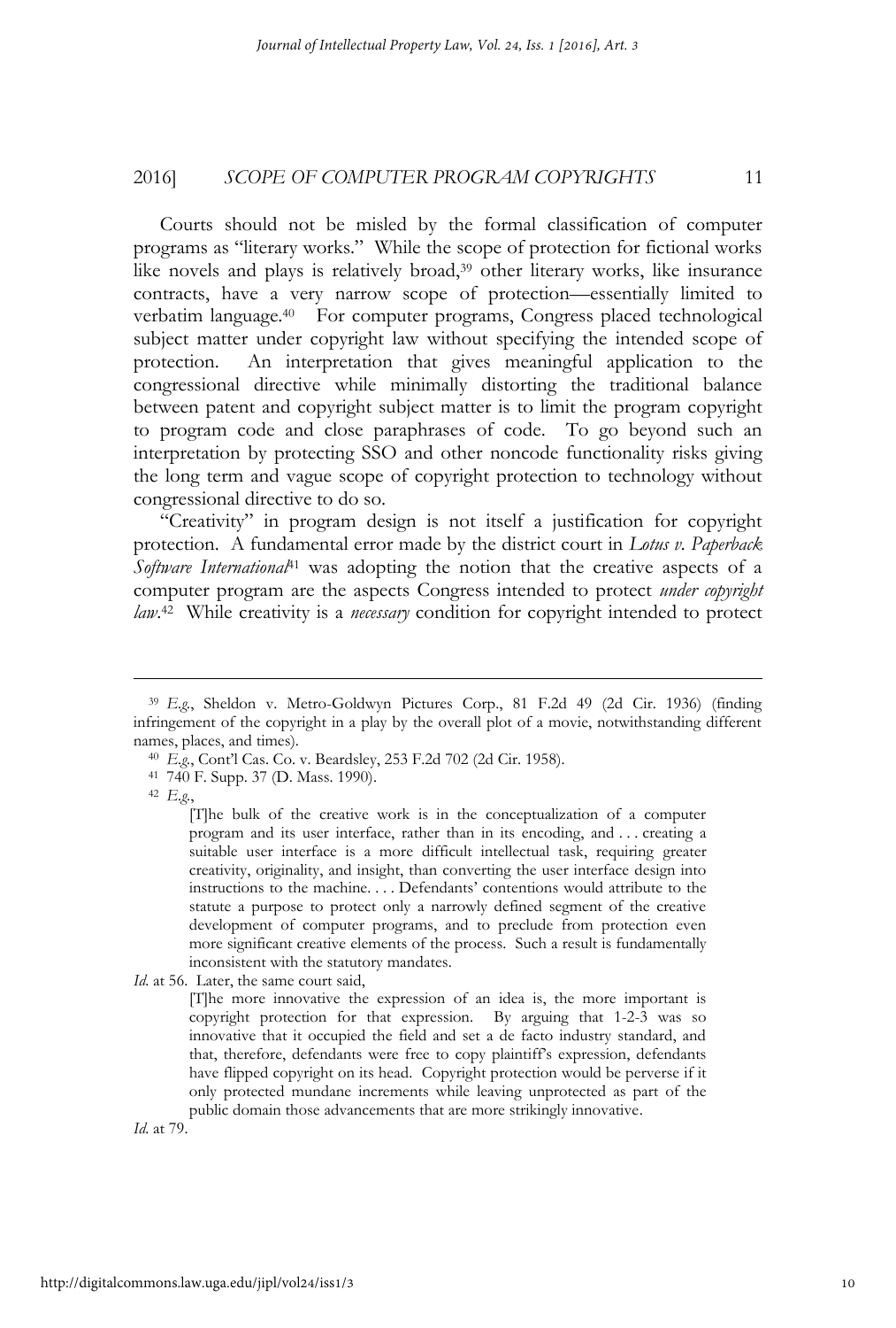Courts should not be misled by the formal classification of computer programs as "literary works." While the scope of protection for fictional works like novels and plays is relatively broad,[39] other literary works, like insurance contracts, have a very narrow scope of protection—essentially limited to verbatim language.[40] For computer programs, Congress placed technological subject matter under copyright law without specifying the intended scope of protection. An interpretation that gives meaningful application to the congressional directive while minimally distorting the traditional balance between patent and copyright subject matter is to limit the program copyright to program code and close paraphrases of code. To go beyond such an interpretation by protecting SSO and other noncode functionality risks giving the long term and vague scope of copyright protection to technology without congressional directive to do so.

"Creativity" in program design is not itself a justification for copyright protection. A fundamental error made by the district court in *Lotus v. Paperback Software International*[41] was adopting the notion that the creative aspects of a computer program are the aspects Congress intended to protect *under copyright law*.[42] While creativity is a *necessary* condition for copyright intended to protect

---

[39] *E.g.*, Sheldon v. Metro-Goldwyn Pictures Corp., 81 F.2d 49 (2d Cir. 1936) (finding infringement of the copyright in a play by the overall plot of a movie, notwithstanding different names, places, and times).

[40] *E.g.*, Cont'l Cas. Co. v. Beardsley, 253 F.2d 702 (2d Cir. 1958).

[41] 740 F. Supp. 37 (D. Mass. 1990).

[42] *E.g.*,

> [T]he bulk of the creative work is in the conceptualization of a computer program and its user interface, rather than in its encoding, and . . . creating a suitable user interface is a more difficult intellectual task, requiring greater creativity, originality, and insight, than converting the user interface design into instructions to the machine. . . . Defendants' contentions would attribute to the statute a purpose to protect only a narrowly defined segment of the creative development of computer programs, and to preclude from protection even more significant creative elements of the process. Such a result is fundamentally inconsistent with the statutory mandates.

*Id.* at 56. Later, the same court said,

> [T]he more innovative the expression of an idea is, the more important is copyright protection for that expression. By arguing that 1-2-3 was so innovative that it occupied the field and set a de facto industry standard, and that, therefore, defendants were free to copy plaintiff's expression, defendants have flipped copyright on its head. Copyright protection would be perverse if it only protected mundane increments while leaving unprotected as part of the public domain those advancements that are more strikingly innovative.

*Id.* at 79.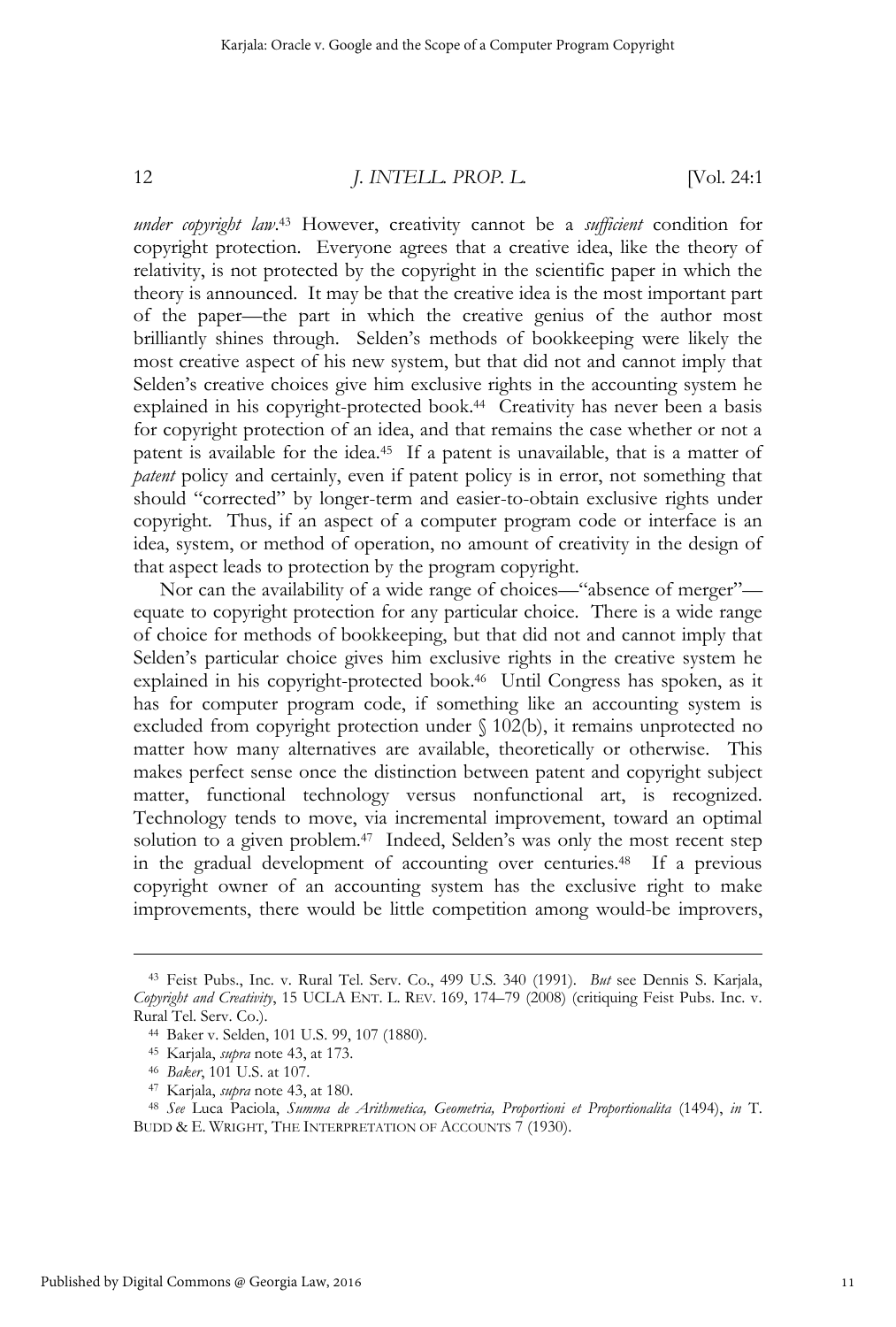*under copyright law*.[43] However, creativity cannot be a *sufficient* condition for copyright protection. Everyone agrees that a creative idea, like the theory of relativity, is not protected by the copyright in the scientific paper in which the theory is announced. It may be that the creative idea is the most important part of the paper—the part in which the creative genius of the author most brilliantly shines through. Selden's methods of bookkeeping were likely the most creative aspect of his new system, but that did not and cannot imply that Selden's creative choices give him exclusive rights in the accounting system he explained in his copyright-protected book.[44] Creativity has never been a basis for copyright protection of an idea, and that remains the case whether or not a patent is available for the idea.[45] If a patent is unavailable, that is a matter of *patent* policy and certainly, even if patent policy is in error, not something that should "corrected" by longer-term and easier-to-obtain exclusive rights under copyright. Thus, if an aspect of a computer program code or interface is an idea, system, or method of operation, no amount of creativity in the design of that aspect leads to protection by the program copyright.

Nor can the availability of a wide range of choices—"absence of merger"—equate to copyright protection for any particular choice. There is a wide range of choice for methods of bookkeeping, but that did not and cannot imply that Selden's particular choice gives him exclusive rights in the creative system he explained in his copyright-protected book.[46] Until Congress has spoken, as it has for computer program code, if something like an accounting system is excluded from copyright protection under § 102(b), it remains unprotected no matter how many alternatives are available, theoretically or otherwise. This makes perfect sense once the distinction between patent and copyright subject matter, functional technology versus nonfunctional art, is recognized. Technology tends to move, via incremental improvement, toward an optimal solution to a given problem.[47] Indeed, Selden's was only the most recent step in the gradual development of accounting over centuries.[48] If a previous copyright owner of an accounting system has the exclusive right to make improvements, there would be little competition among would-be improvers,

---

[43] Feist Pubs., Inc. v. Rural Tel. Serv. Co., 499 U.S. 340 (1991). *But* see Dennis S. Karjala, *Copyright and Creativity*, 15 UCLA ENT. L. REV. 169, 174–79 (2008) (critiquing Feist Pubs. Inc. v. Rural Tel. Serv. Co.).

[44] Baker v. Selden, 101 U.S. 99, 107 (1880).

[45] Karjala, *supra* note 43, at 173.

[46] *Baker*, 101 U.S. at 107.

[47] Karjala, *supra* note 43, at 180.

[48] *See* Luca Paciola, *Summa de Arithmetica, Geometria, Proportioni et Proportionalita* (1494), *in* T. BUDD & E. WRIGHT, THE INTERPRETATION OF ACCOUNTS 7 (1930).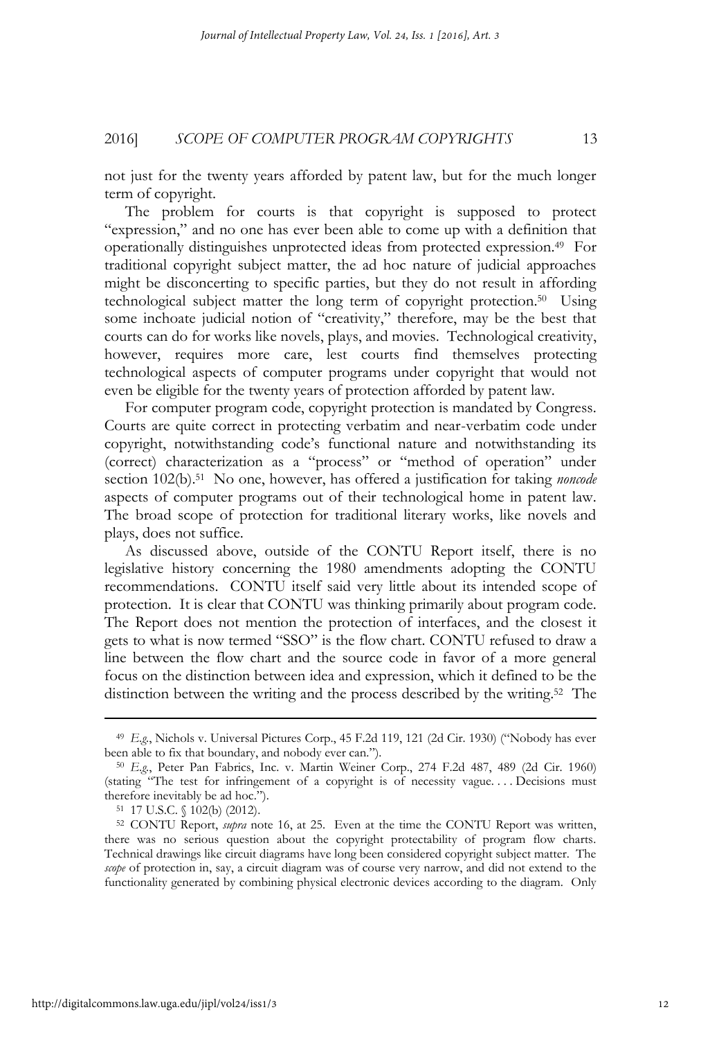not just for the twenty years afforded by patent law, but for the much longer term of copyright.

The problem for courts is that copyright is supposed to protect "expression," and no one has ever been able to come up with a definition that operationally distinguishes unprotected ideas from protected expression.[49] For traditional copyright subject matter, the ad hoc nature of judicial approaches might be disconcerting to specific parties, but they do not result in affording technological subject matter the long term of copyright protection.[50] Using some inchoate judicial notion of "creativity," therefore, may be the best that courts can do for works like novels, plays, and movies. Technological creativity, however, requires more care, lest courts find themselves protecting technological aspects of computer programs under copyright that would not even be eligible for the twenty years of protection afforded by patent law.

For computer program code, copyright protection is mandated by Congress. Courts are quite correct in protecting verbatim and near-verbatim code under copyright, notwithstanding code's functional nature and notwithstanding its (correct) characterization as a "process" or "method of operation" under section 102(b).[51] No one, however, has offered a justification for taking *noncode* aspects of computer programs out of their technological home in patent law. The broad scope of protection for traditional literary works, like novels and plays, does not suffice.

As discussed above, outside of the CONTU Report itself, there is no legislative history concerning the 1980 amendments adopting the CONTU recommendations. CONTU itself said very little about its intended scope of protection. It is clear that CONTU was thinking primarily about program code. The Report does not mention the protection of interfaces, and the closest it gets to what is now termed "SSO" is the flow chart. CONTU refused to draw a line between the flow chart and the source code in favor of a more general focus on the distinction between idea and expression, which it defined to be the distinction between the writing and the process described by the writing.[52] The

---

[49] *E.g.*, Nichols v. Universal Pictures Corp., 45 F.2d 119, 121 (2d Cir. 1930) ("Nobody has ever been able to fix that boundary, and nobody ever can.").

[50] *E.g.*, Peter Pan Fabrics, Inc. v. Martin Weiner Corp., 274 F.2d 487, 489 (2d Cir. 1960) (stating "The test for infringement of a copyright is of necessity vague. . . . Decisions must therefore inevitably be ad hoc.").

[51] 17 U.S.C. § 102(b) (2012).

[52] CONTU Report, *supra* note 16, at 25. Even at the time the CONTU Report was written, there was no serious question about the copyright protectability of program flow charts. Technical drawings like circuit diagrams have long been considered copyright subject matter. The *scope* of protection in, say, a circuit diagram was of course very narrow, and did not extend to the functionality generated by combining physical electronic devices according to the diagram. Only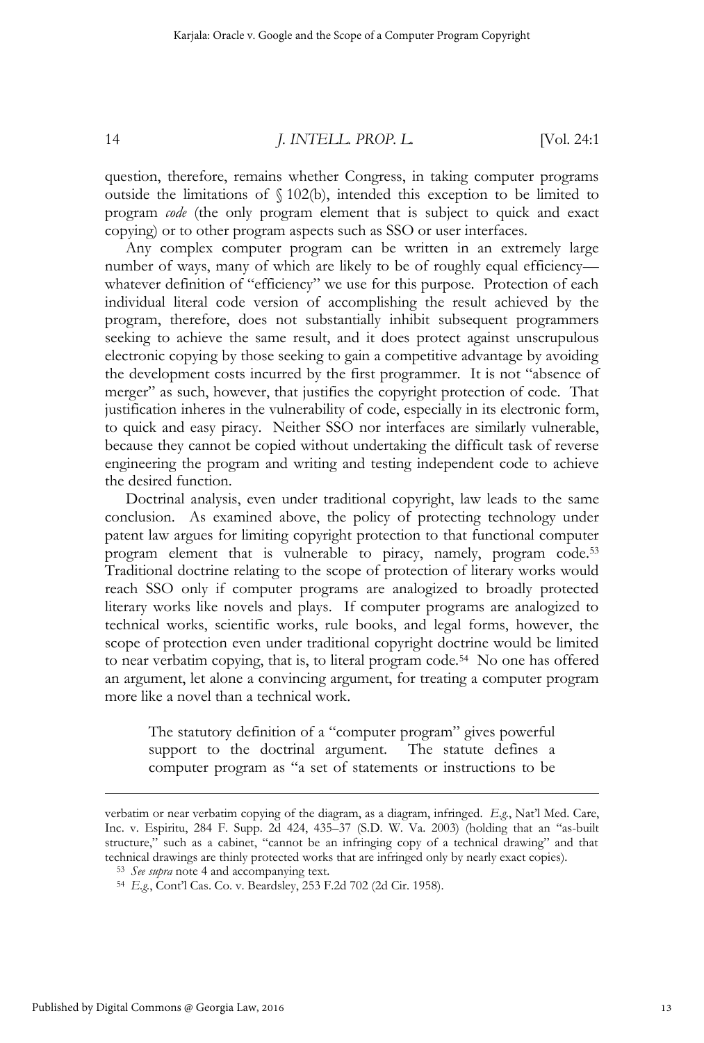question, therefore, remains whether Congress, in taking computer programs outside the limitations of § 102(b), intended this exception to be limited to program *code* (the only program element that is subject to quick and exact copying) or to other program aspects such as SSO or user interfaces.

Any complex computer program can be written in an extremely large number of ways, many of which are likely to be of roughly equal efficiency—whatever definition of "efficiency" we use for this purpose. Protection of each individual literal code version of accomplishing the result achieved by the program, therefore, does not substantially inhibit subsequent programmers seeking to achieve the same result, and it does protect against unscrupulous electronic copying by those seeking to gain a competitive advantage by avoiding the development costs incurred by the first programmer. It is not "absence of merger" as such, however, that justifies the copyright protection of code. That justification inheres in the vulnerability of code, especially in its electronic form, to quick and easy piracy. Neither SSO nor interfaces are similarly vulnerable, because they cannot be copied without undertaking the difficult task of reverse engineering the program and writing and testing independent code to achieve the desired function.

Doctrinal analysis, even under traditional copyright, law leads to the same conclusion. As examined above, the policy of protecting technology under patent law argues for limiting copyright protection to that functional computer program element that is vulnerable to piracy, namely, program code.[53] Traditional doctrine relating to the scope of protection of literary works would reach SSO only if computer programs are analogized to broadly protected literary works like novels and plays. If computer programs are analogized to technical works, scientific works, rule books, and legal forms, however, the scope of protection even under traditional copyright doctrine would be limited to near verbatim copying, that is, to literal program code.[54] No one has offered an argument, let alone a convincing argument, for treating a computer program more like a novel than a technical work.

> The statutory definition of a "computer program" gives powerful support to the doctrinal argument. The statute defines a computer program as "a set of statements or instructions to be

---

verbatim or near verbatim copying of the diagram, as a diagram, infringed. *E.g.*, Nat'l Med. Care, Inc. v. Espiritu, 284 F. Supp. 2d 424, 435–37 (S.D. W. Va. 2003) (holding that an "as-built structure," such as a cabinet, "cannot be an infringing copy of a technical drawing" and that technical drawings are thinly protected works that are infringed only by nearly exact copies).

[53] *See supra* note 4 and accompanying text.

[54] *E.g.*, Cont'l Cas. Co. v. Beardsley, 253 F.2d 702 (2d Cir. 1958).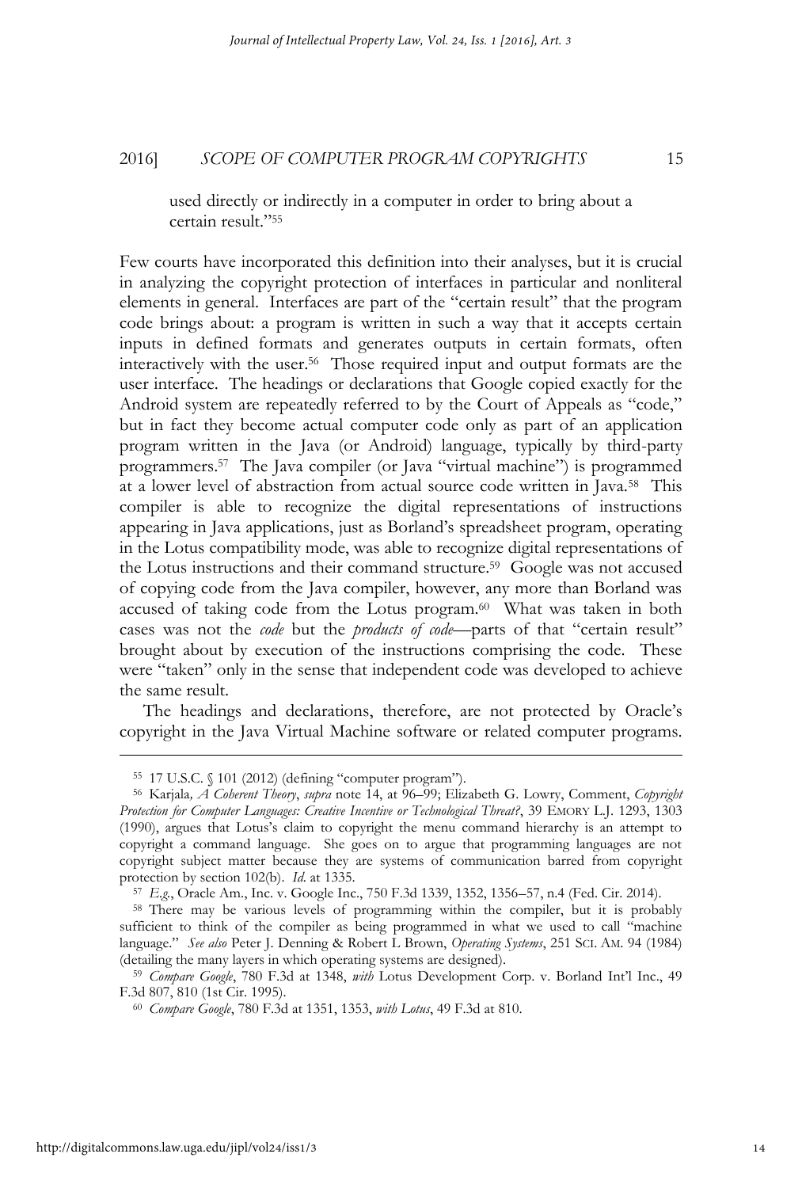used directly or indirectly in a computer in order to bring about a certain result."[55]

Few courts have incorporated this definition into their analyses, but it is crucial in analyzing the copyright protection of interfaces in particular and nonliteral elements in general. Interfaces are part of the "certain result" that the program code brings about: a program is written in such a way that it accepts certain inputs in defined formats and generates outputs in certain formats, often interactively with the user.[56] Those required input and output formats are the user interface. The headings or declarations that Google copied exactly for the Android system are repeatedly referred to by the Court of Appeals as "code," but in fact they become actual computer code only as part of an application program written in the Java (or Android) language, typically by third-party programmers.[57] The Java compiler (or Java "virtual machine") is programmed at a lower level of abstraction from actual source code written in Java.[58] This compiler is able to recognize the digital representations of instructions appearing in Java applications, just as Borland's spreadsheet program, operating in the Lotus compatibility mode, was able to recognize digital representations of the Lotus instructions and their command structure.[59] Google was not accused of copying code from the Java compiler, however, any more than Borland was accused of taking code from the Lotus program.[60] What was taken in both cases was not the *code* but the *products of code*—parts of that "certain result" brought about by execution of the instructions comprising the code. These were "taken" only in the sense that independent code was developed to achieve the same result.

The headings and declarations, therefore, are not protected by Oracle's copyright in the Java Virtual Machine software or related computer programs.

---

[55] 17 U.S.C. § 101 (2012) (defining "computer program").

[56] Karjala, *A Coherent Theory*, *supra* note 14, at 96–99; Elizabeth G. Lowry, Comment, *Copyright Protection for Computer Languages: Creative Incentive or Technological Threat?*, 39 EMORY L.J. 1293, 1303 (1990), argues that Lotus's claim to copyright the menu command hierarchy is an attempt to copyright a command language. She goes on to argue that programming languages are not copyright subject matter because they are systems of communication barred from copyright protection by section 102(b). *Id.* at 1335.

[57] *E.g.*, Oracle Am., Inc. v. Google Inc., 750 F.3d 1339, 1352, 1356–57, n.4 (Fed. Cir. 2014).

[58] There may be various levels of programming within the compiler, but it is probably sufficient to think of the compiler as being programmed in what we used to call "machine language." *See also* Peter J. Denning & Robert L Brown, *Operating Systems*, 251 SCI. AM. 94 (1984) (detailing the many layers in which operating systems are designed).

[59] *Compare Google*, 780 F.3d at 1348, *with* Lotus Development Corp. v. Borland Int'l Inc., 49 F.3d 807, 810 (1st Cir. 1995).

[60] *Compare Google*, 780 F.3d at 1351, 1353, *with Lotus*, 49 F.3d at 810.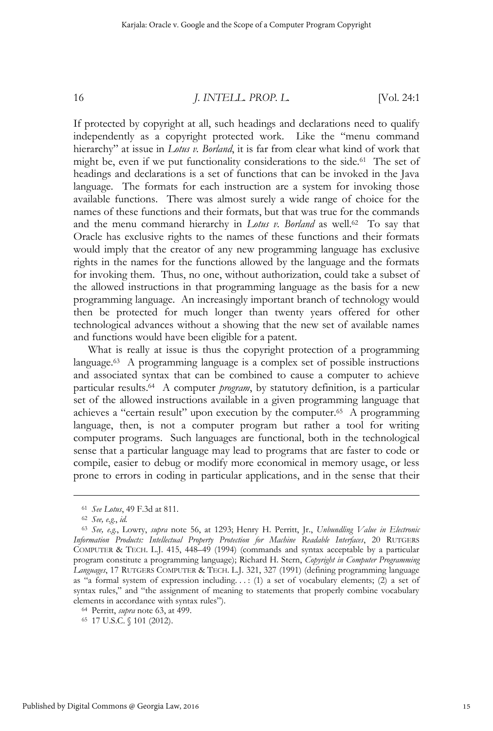If protected by copyright at all, such headings and declarations need to qualify independently as a copyright protected work. Like the "menu command hierarchy" at issue in *Lotus v. Borland*, it is far from clear what kind of work that might be, even if we put functionality considerations to the side.[61] The set of headings and declarations is a set of functions that can be invoked in the Java language. The formats for each instruction are a system for invoking those available functions. There was almost surely a wide range of choice for the names of these functions and their formats, but that was true for the commands and the menu command hierarchy in *Lotus v. Borland* as well.[62] To say that Oracle has exclusive rights to the names of these functions and their formats would imply that the creator of any new programming language has exclusive rights in the names for the functions allowed by the language and the formats for invoking them. Thus, no one, without authorization, could take a subset of the allowed instructions in that programming language as the basis for a new programming language. An increasingly important branch of technology would then be protected for much longer than twenty years offered for other technological advances without a showing that the new set of available names and functions would have been eligible for a patent.

What is really at issue is thus the copyright protection of a programming language.[63] A programming language is a complex set of possible instructions and associated syntax that can be combined to cause a computer to achieve particular results.[64] A computer *program*, by statutory definition, is a particular set of the allowed instructions available in a given programming language that achieves a "certain result" upon execution by the computer.[65] A programming language, then, is not a computer program but rather a tool for writing computer programs. Such languages are functional, both in the technological sense that a particular language may lead to programs that are faster to code or compile, easier to debug or modify more economical in memory usage, or less prone to errors in coding in particular applications, and in the sense that their

---

[61] *See Lotus*, 49 F.3d at 811.

[62] *See, e.g.*, *id.*

[63] *See, e.g.*, Lowry, *supra* note 56, at 1293; Henry H. Perritt, Jr., *Unbundling Value in Electronic Information Products: Intellectual Property Protection for Machine Readable Interfaces*, 20 RUTGERS COMPUTER & TECH. L.J. 415, 448–49 (1994) (commands and syntax acceptable by a particular program constitute a programming language); Richard H. Stern, *Copyright in Computer Programming Languages*, 17 RUTGERS COMPUTER & TECH. L.J. 321, 327 (1991) (defining programming language as "a formal system of expression including. . . : (1) a set of vocabulary elements; (2) a set of syntax rules," and "the assignment of meaning to statements that properly combine vocabulary elements in accordance with syntax rules").

[64] Perritt, *supra* note 63, at 499.

[65] 17 U.S.C. § 101 (2012).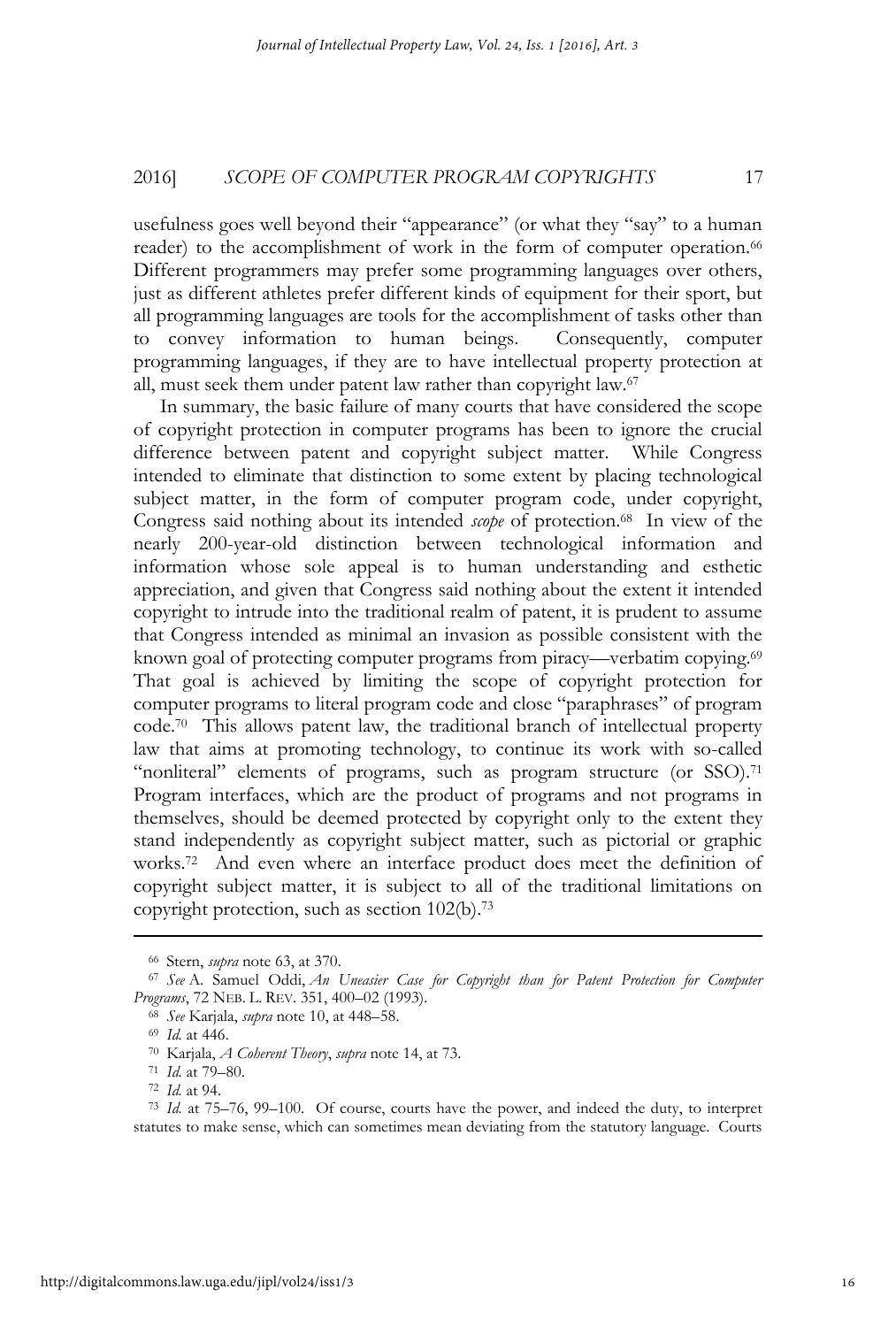usefulness goes well beyond their "appearance" (or what they "say" to a human reader) to the accomplishment of work in the form of computer operation.[66] Different programmers may prefer some programming languages over others, just as different athletes prefer different kinds of equipment for their sport, but all programming languages are tools for the accomplishment of tasks other than to convey information to human beings. Consequently, computer programming languages, if they are to have intellectual property protection at all, must seek them under patent law rather than copyright law.[67]

In summary, the basic failure of many courts that have considered the scope of copyright protection in computer programs has been to ignore the crucial difference between patent and copyright subject matter. While Congress intended to eliminate that distinction to some extent by placing technological subject matter, in the form of computer program code, under copyright, Congress said nothing about its intended *scope* of protection.[68] In view of the nearly 200-year-old distinction between technological information and information whose sole appeal is to human understanding and esthetic appreciation, and given that Congress said nothing about the extent it intended copyright to intrude into the traditional realm of patent, it is prudent to assume that Congress intended as minimal an invasion as possible consistent with the known goal of protecting computer programs from piracy—verbatim copying.[69] That goal is achieved by limiting the scope of copyright protection for computer programs to literal program code and close "paraphrases" of program code.[70] This allows patent law, the traditional branch of intellectual property law that aims at promoting technology, to continue its work with so-called "nonliteral" elements of programs, such as program structure (or SSO).[71] Program interfaces, which are the product of programs and not programs in themselves, should be deemed protected by copyright only to the extent they stand independently as copyright subject matter, such as pictorial or graphic works.[72] And even where an interface product does meet the definition of copyright subject matter, it is subject to all of the traditional limitations on copyright protection, such as section 102(b).[73]

---

[66] Stern, *supra* note 63, at 370.

[67] *See* A. Samuel Oddi, *An Uneasier Case for Copyright than for Patent Protection for Computer Programs*, 72 NEB. L. REV. 351, 400–02 (1993).

[68] *See* Karjala, *supra* note 10, at 448–58.

[69] *Id.* at 446.

[70] Karjala, *A Coherent Theory*, *supra* note 14, at 73.

[71] *Id.* at 79–80.

[72] *Id.* at 94.

[73] *Id.* at 75–76, 99–100. Of course, courts have the power, and indeed the duty, to interpret statutes to make sense, which can sometimes mean deviating from the statutory language. Courts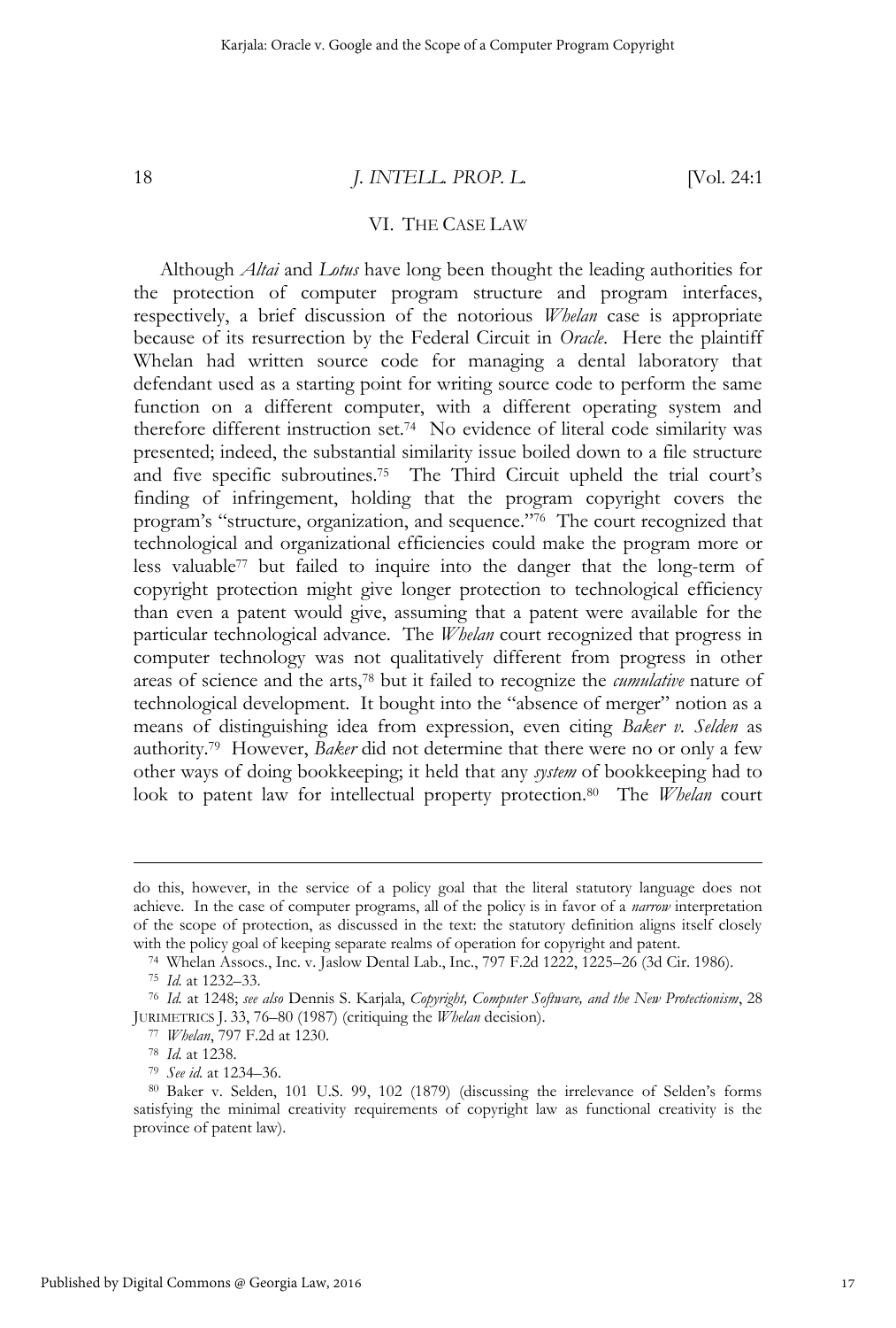## VI. THE CASE LAW

Although *Altai* and *Lotus* have long been thought the leading authorities for the protection of computer program structure and program interfaces, respectively, a brief discussion of the notorious *Whelan* case is appropriate because of its resurrection by the Federal Circuit in *Oracle*. Here the plaintiff Whelan had written source code for managing a dental laboratory that defendant used as a starting point for writing source code to perform the same function on a different computer, with a different operating system and therefore different instruction set.[74] No evidence of literal code similarity was presented; indeed, the substantial similarity issue boiled down to a file structure and five specific subroutines.[75] The Third Circuit upheld the trial court's finding of infringement, holding that the program copyright covers the program's "structure, organization, and sequence."[76] The court recognized that technological and organizational efficiencies could make the program more or less valuable[77] but failed to inquire into the danger that the long-term of copyright protection might give longer protection to technological efficiency than even a patent would give, assuming that a patent were available for the particular technological advance. The *Whelan* court recognized that progress in computer technology was not qualitatively different from progress in other areas of science and the arts,[78] but it failed to recognize the *cumulative* nature of technological development. It bought into the "absence of merger" notion as a means of distinguishing idea from expression, even citing *Baker v. Selden* as authority.[79] However, *Baker* did not determine that there were no or only a few other ways of doing bookkeeping; it held that any *system* of bookkeeping had to look to patent law for intellectual property protection.[80] The *Whelan* court

---

do this, however, in the service of a policy goal that the literal statutory language does not achieve. In the case of computer programs, all of the policy is in favor of a *narrow* interpretation of the scope of protection, as discussed in the text: the statutory definition aligns itself closely with the policy goal of keeping separate realms of operation for copyright and patent.

[74] Whelan Assocs., Inc. v. Jaslow Dental Lab., Inc., 797 F.2d 1222, 1225–26 (3d Cir. 1986).

[75] *Id.* at 1232–33.

[76] *Id.* at 1248; *see also* Dennis S. Karjala, *Copyright, Computer Software, and the New Protectionism*, 28 JURIMETRICS J. 33, 76–80 (1987) (critiquing the *Whelan* decision).

[77] *Whelan*, 797 F.2d at 1230.

[78] *Id.* at 1238.

[79] *See id.* at 1234–36.

[80] Baker v. Selden, 101 U.S. 99, 102 (1879) (discussing the irrelevance of Selden's forms satisfying the minimal creativity requirements of copyright law as functional creativity is the province of patent law).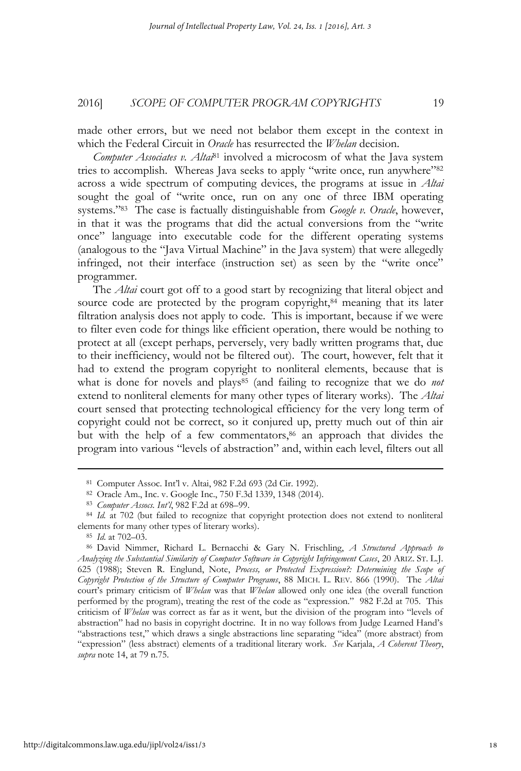made other errors, but we need not belabor them except in the context in which the Federal Circuit in *Oracle* has resurrected the *Whelan* decision.

*Computer Associates v. Altai*[81] involved a microcosm of what the Java system tries to accomplish. Whereas Java seeks to apply "write once, run anywhere"[82] across a wide spectrum of computing devices, the programs at issue in *Altai* sought the goal of "write once, run on any one of three IBM operating systems."[83] The case is factually distinguishable from *Google v. Oracle*, however, in that it was the programs that did the actual conversions from the "write once" language into executable code for the different operating systems (analogous to the "Java Virtual Machine" in the Java system) that were allegedly infringed, not their interface (instruction set) as seen by the "write once" programmer.

The *Altai* court got off to a good start by recognizing that literal object and source code are protected by the program copyright,[84] meaning that its later filtration analysis does not apply to code. This is important, because if we were to filter even code for things like efficient operation, there would be nothing to protect at all (except perhaps, perversely, very badly written programs that, due to their inefficiency, would not be filtered out). The court, however, felt that it had to extend the program copyright to nonliteral elements, because that is what is done for novels and plays[85] (and failing to recognize that we do *not* extend to nonliteral elements for many other types of literary works). The *Altai* court sensed that protecting technological efficiency for the very long term of copyright could not be correct, so it conjured up, pretty much out of thin air but with the help of a few commentators,[86] an approach that divides the program into various "levels of abstraction" and, within each level, filters out all

---

[81] Computer Assoc. Int'l v. Altai, 982 F.2d 693 (2d Cir. 1992).

[82] Oracle Am., Inc. v. Google Inc., 750 F.3d 1339, 1348 (2014).

[83] *Computer Assocs. Int'l*, 982 F.2d at 698–99.

[84] *Id.* at 702 (but failed to recognize that copyright protection does not extend to nonliteral elements for many other types of literary works).

[85] *Id.* at 702–03.

[86] David Nimmer, Richard L. Bernacchi & Gary N. Frischling, *A Structured Approach to Analyzing the Substantial Similarity of Computer Software in Copyright Infringement Cases*, 20 ARIZ. ST. L.J. 625 (1988); Steven R. Englund, Note, *Process, or Protected Expression?: Determining the Scope of Copyright Protection of the Structure of Computer Programs*, 88 MICH. L. REV. 866 (1990). The *Altai* court's primary criticism of *Whelan* was that *Whelan* allowed only one idea (the overall function performed by the program), treating the rest of the code as "expression." 982 F.2d at 705. This criticism of *Whelan* was correct as far as it went, but the division of the program into "levels of abstraction" had no basis in copyright doctrine. It in no way follows from Judge Learned Hand's "abstractions test," which draws a single abstractions line separating "idea" (more abstract) from "expression" (less abstract) elements of a traditional literary work. *See* Karjala, *A Coherent Theory*, *supra* note 14, at 79 n.75.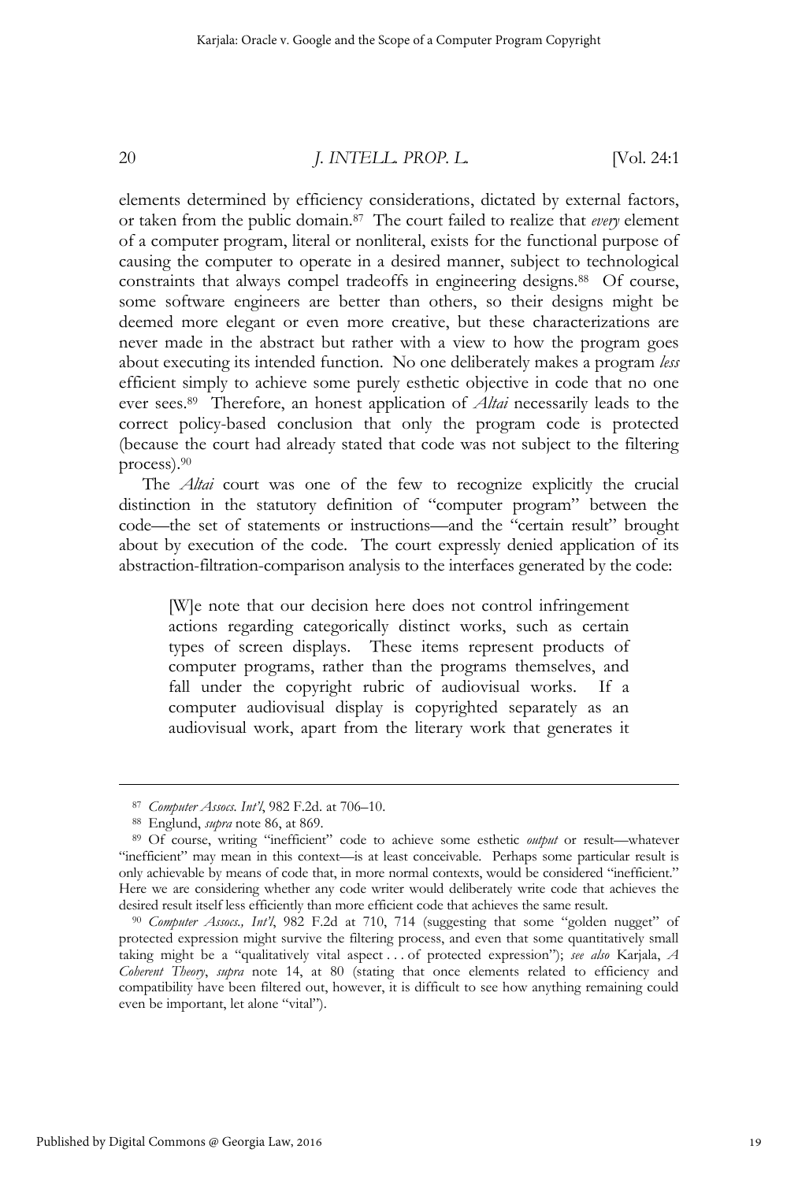elements determined by efficiency considerations, dictated by external factors, or taken from the public domain.[87] The court failed to realize that *every* element of a computer program, literal or nonliteral, exists for the functional purpose of causing the computer to operate in a desired manner, subject to technological constraints that always compel tradeoffs in engineering designs.[88] Of course, some software engineers are better than others, so their designs might be deemed more elegant or even more creative, but these characterizations are never made in the abstract but rather with a view to how the program goes about executing its intended function. No one deliberately makes a program *less* efficient simply to achieve some purely esthetic objective in code that no one ever sees.[89] Therefore, an honest application of *Altai* necessarily leads to the correct policy-based conclusion that only the program code is protected (because the court had already stated that code was not subject to the filtering process).[90]

The *Altai* court was one of the few to recognize explicitly the crucial distinction in the statutory definition of "computer program" between the code—the set of statements or instructions—and the "certain result" brought about by execution of the code. The court expressly denied application of its abstraction-filtration-comparison analysis to the interfaces generated by the code:

> [W]e note that our decision here does not control infringement actions regarding categorically distinct works, such as certain types of screen displays. These items represent products of computer programs, rather than the programs themselves, and fall under the copyright rubric of audiovisual works. If a computer audiovisual display is copyrighted separately as an audiovisual work, apart from the literary work that generates it

---

[87] *Computer Assocs. Int'l*, 982 F.2d. at 706–10.

[88] Englund, *supra* note 86, at 869.

[89] Of course, writing "inefficient" code to achieve some esthetic *output* or result—whatever "inefficient" may mean in this context—is at least conceivable. Perhaps some particular result is only achievable by means of code that, in more normal contexts, would be considered "inefficient." Here we are considering whether any code writer would deliberately write code that achieves the desired result itself less efficiently than more efficient code that achieves the same result.

[90] *Computer Assocs., Int'l*, 982 F.2d at 710, 714 (suggesting that some "golden nugget" of protected expression might survive the filtering process, and even that some quantitatively small taking might be a "qualitatively vital aspect . . . of protected expression"); *see also* Karjala, *A Coherent Theory*, *supra* note 14, at 80 (stating that once elements related to efficiency and compatibility have been filtered out, however, it is difficult to see how anything remaining could even be important, let alone "vital").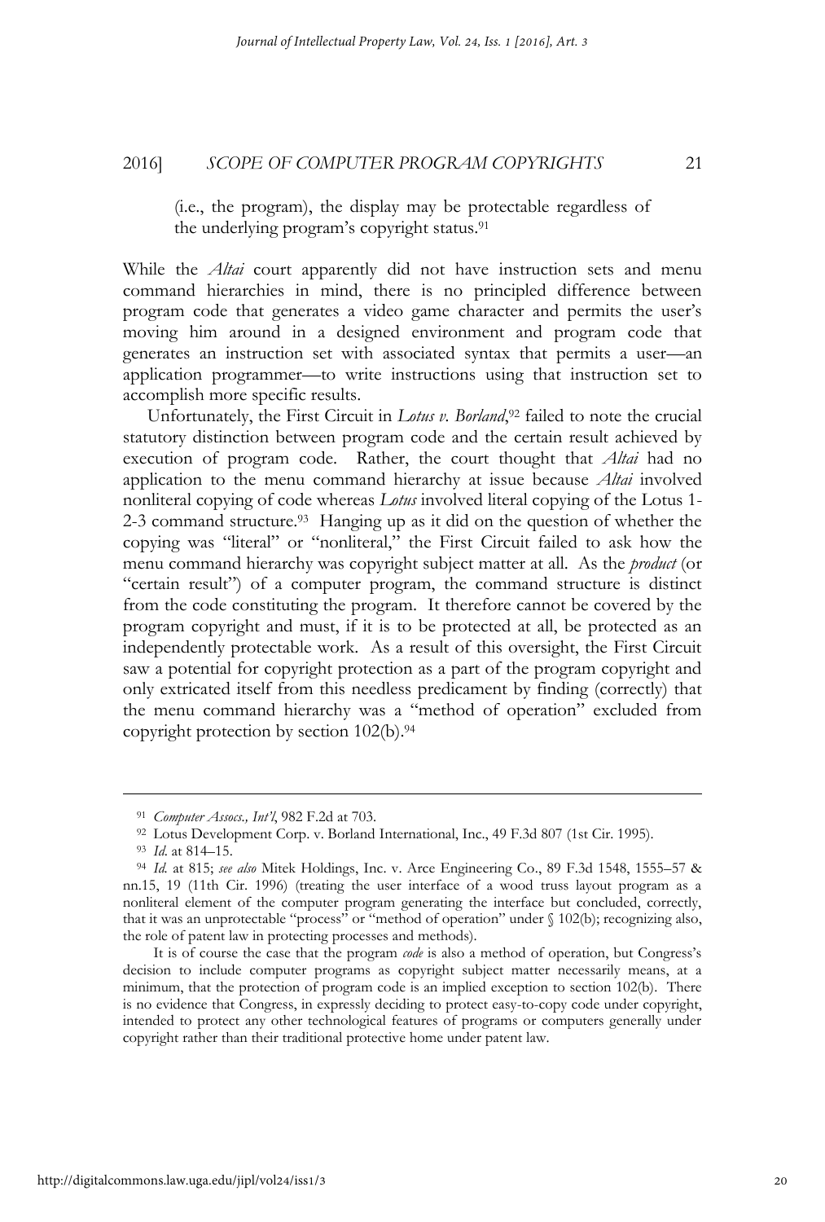(i.e., the program), the display may be protectable regardless of the underlying program's copyright status.[91]

While the *Altai* court apparently did not have instruction sets and menu command hierarchies in mind, there is no principled difference between program code that generates a video game character and permits the user's moving him around in a designed environment and program code that generates an instruction set with associated syntax that permits a user—an application programmer—to write instructions using that instruction set to accomplish more specific results.

Unfortunately, the First Circuit in *Lotus v. Borland*,[92] failed to note the crucial statutory distinction between program code and the certain result achieved by execution of program code. Rather, the court thought that *Altai* had no application to the menu command hierarchy at issue because *Altai* involved nonliteral copying of code whereas *Lotus* involved literal copying of the Lotus 1-2-3 command structure.[93] Hanging up as it did on the question of whether the copying was "literal" or "nonliteral," the First Circuit failed to ask how the menu command hierarchy was copyright subject matter at all. As the *product* (or "certain result") of a computer program, the command structure is distinct from the code constituting the program. It therefore cannot be covered by the program copyright and must, if it is to be protected at all, be protected as an independently protectable work. As a result of this oversight, the First Circuit saw a potential for copyright protection as a part of the program copyright and only extricated itself from this needless predicament by finding (correctly) that the menu command hierarchy was a "method of operation" excluded from copyright protection by section 102(b).[94]

---

[91] *Computer Assocs., Int'l*, 982 F.2d at 703.

[92] Lotus Development Corp. v. Borland International, Inc., 49 F.3d 807 (1st Cir. 1995).

[93] *Id.* at 814–15.

[94] *Id.* at 815; *see also* Mitek Holdings, Inc. v. Arce Engineering Co., 89 F.3d 1548, 1555–57 & nn.15, 19 (11th Cir. 1996) (treating the user interface of a wood truss layout program as a nonliteral element of the computer program generating the interface but concluded, correctly, that it was an unprotectable "process" or "method of operation" under § 102(b); recognizing also, the role of patent law in protecting processes and methods).

It is of course the case that the program *code* is also a method of operation, but Congress's decision to include computer programs as copyright subject matter necessarily means, at a minimum, that the protection of program code is an implied exception to section 102(b). There is no evidence that Congress, in expressly deciding to protect easy-to-copy code under copyright, intended to protect any other technological features of programs or computers generally under copyright rather than their traditional protective home under patent law.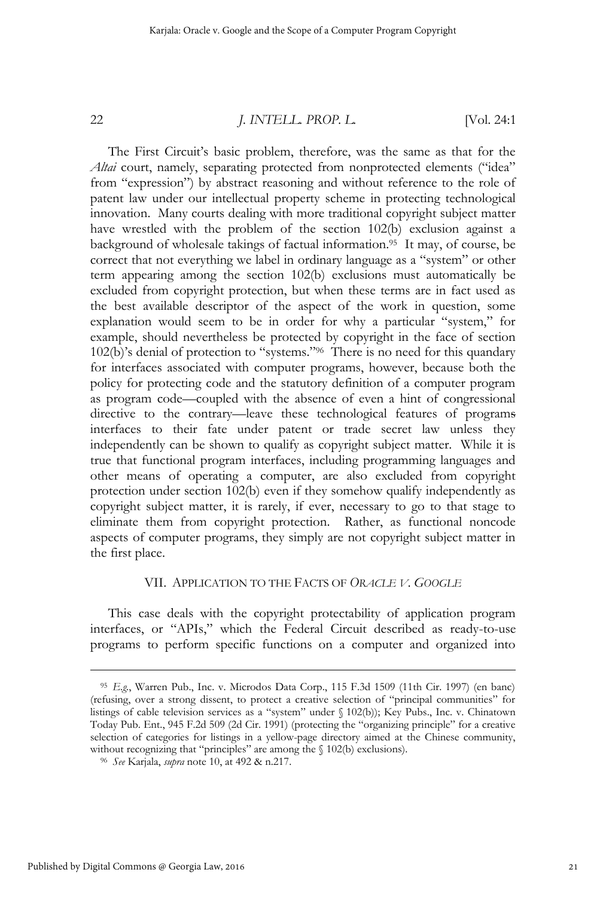The First Circuit's basic problem, therefore, was the same as that for the *Altai* court, namely, separating protected from nonprotected elements ("idea" from "expression") by abstract reasoning and without reference to the role of patent law under our intellectual property scheme in protecting technological innovation. Many courts dealing with more traditional copyright subject matter have wrestled with the problem of the section 102(b) exclusion against a background of wholesale takings of factual information.[95] It may, of course, be correct that not everything we label in ordinary language as a "system" or other term appearing among the section 102(b) exclusions must automatically be excluded from copyright protection, but when these terms are in fact used as the best available descriptor of the aspect of the work in question, some explanation would seem to be in order for why a particular "system," for example, should nevertheless be protected by copyright in the face of section 102(b)'s denial of protection to "systems."[96] There is no need for this quandary for interfaces associated with computer programs, however, because both the policy for protecting code and the statutory definition of a computer program as program code—coupled with the absence of even a hint of congressional directive to the contrary—leave these technological features of ~~programs~~ interfaces to their fate under patent or trade secret law unless they independently can be shown to qualify as copyright subject matter. While it is true that functional program interfaces, including programming languages and other means of operating a computer, are also excluded from copyright protection under section 102(b) even if they somehow qualify independently as copyright subject matter, it is rarely, if ever, necessary to go to that stage to eliminate them from copyright protection. Rather, as functional noncode aspects of computer programs, they simply are not copyright subject matter in the first place.

## VII. Application to the Facts of *Oracle v. Google*

This case deals with the copyright protectability of application program interfaces, or "APIs," which the Federal Circuit described as ready-to-use programs to perform specific functions on a computer and organized into

---

[95] *E.g.*, Warren Pub., Inc. v. Microdos Data Corp., 115 F.3d 1509 (11th Cir. 1997) (en banc) (refusing, over a strong dissent, to protect a creative selection of "principal communities" for listings of cable television services as a "system" under § 102(b)); Key Pubs., Inc. v. Chinatown Today Pub. Ent., 945 F.2d 509 (2d Cir. 1991) (protecting the "organizing principle" for a creative selection of categories for listings in a yellow-page directory aimed at the Chinese community, without recognizing that "principles" are among the § 102(b) exclusions).

[96] *See* Karjala, *supra* note 10, at 492 & n.217.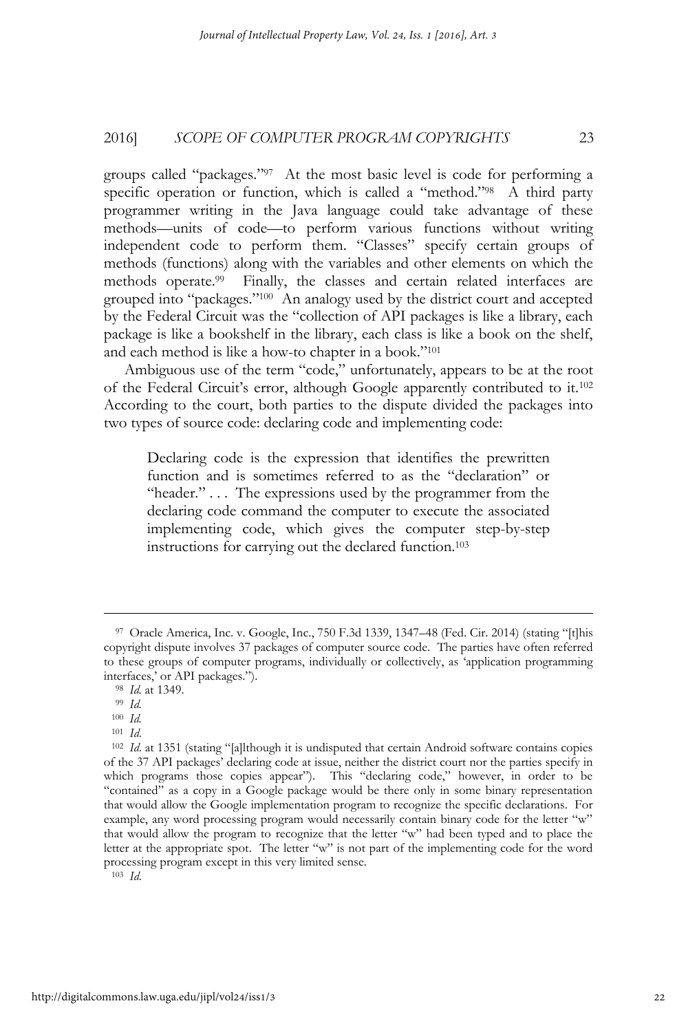groups called "packages."[97] At the most basic level is code for performing a specific operation or function, which is called a "method."[98] A third party programmer writing in the Java language could take advantage of these methods—units of code—to perform various functions without writing independent code to perform them. "Classes" specify certain groups of methods (functions) along with the variables and other elements on which the methods operate.[99] Finally, the classes and certain related interfaces are grouped into "packages."[100] An analogy used by the district court and accepted by the Federal Circuit was the "collection of API packages is like a library, each package is like a bookshelf in the library, each class is like a book on the shelf, and each method is like a how-to chapter in a book."[101]

Ambiguous use of the term "code," unfortunately, appears to be at the root of the Federal Circuit's error, although Google apparently contributed to it.[102] According to the court, both parties to the dispute divided the packages into two types of source code: declaring code and implementing code:

> Declaring code is the expression that identifies the prewritten function and is sometimes referred to as the "declaration" or "header." . . . The expressions used by the programmer from the declaring code command the computer to execute the associated implementing code, which gives the computer step-by-step instructions for carrying out the declared function.[103]

---

[97] Oracle America, Inc. v. Google, Inc., 750 F.3d 1339, 1347–48 (Fed. Cir. 2014) (stating "[t]his copyright dispute involves 37 packages of computer source code. The parties have often referred to these groups of computer programs, individually or collectively, as 'application programming interfaces,' or API packages.").

[98] *Id.* at 1349.

[99] *Id.*

[100] *Id.*

[101] *Id.*

[102] *Id.* at 1351 (stating "[a]lthough it is undisputed that certain Android software contains copies of the 37 API packages' declaring code at issue, neither the district court nor the parties specify in which programs those copies appear"). This "declaring code," however, in order to be "contained" as a copy in a Google package would be there only in some binary representation that would allow the Google implementation program to recognize the specific declarations. For example, any word processing program would necessarily contain binary code for the letter "w" that would allow the program to recognize that the letter "w" had been typed and to place the letter at the appropriate spot. The letter "w" is not part of the implementing code for the word processing program except in this very limited sense.

[103] *Id.*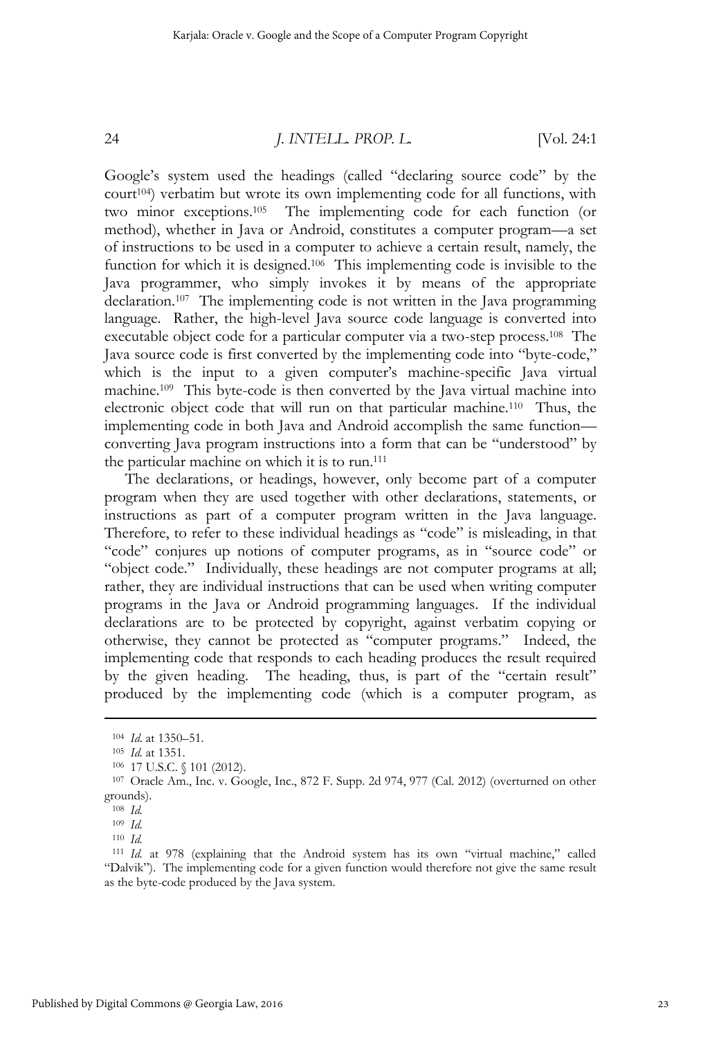Google's system used the headings (called "declaring source code" by the court[104]) verbatim but wrote its own implementing code for all functions, with two minor exceptions.[105] The implementing code for each function (or method), whether in Java or Android, constitutes a computer program—a set of instructions to be used in a computer to achieve a certain result, namely, the function for which it is designed.[106] This implementing code is invisible to the Java programmer, who simply invokes it by means of the appropriate declaration.[107] The implementing code is not written in the Java programming language. Rather, the high-level Java source code language is converted into executable object code for a particular computer via a two-step process.[108] The Java source code is first converted by the implementing code into "byte-code," which is the input to a given computer's machine-specific Java virtual machine.[109] This byte-code is then converted by the Java virtual machine into electronic object code that will run on that particular machine.[110] Thus, the implementing code in both Java and Android accomplish the same function—converting Java program instructions into a form that can be "understood" by the particular machine on which it is to run.[111]

The declarations, or headings, however, only become part of a computer program when they are used together with other declarations, statements, or instructions as part of a computer program written in the Java language. Therefore, to refer to these individual headings as "code" is misleading, in that "code" conjures up notions of computer programs, as in "source code" or "object code." Individually, these headings are not computer programs at all; rather, they are individual instructions that can be used when writing computer programs in the Java or Android programming languages. If the individual declarations are to be protected by copyright, against verbatim copying or otherwise, they cannot be protected as "computer programs." Indeed, the implementing code that responds to each heading produces the result required by the given heading. The heading, thus, is part of the "certain result" produced by the implementing code (which is a computer program, as

---

[104] *Id.* at 1350–51.

[105] *Id.* at 1351.

[106] 17 U.S.C. § 101 (2012).

[107] Oracle Am., Inc. v. Google, Inc., 872 F. Supp. 2d 974, 977 (Cal. 2012) (overturned on other grounds).

[108] *Id.*

[109] *Id.*

[110] *Id.*

[111] *Id.* at 978 (explaining that the Android system has its own "virtual machine," called "Dalvik"). The implementing code for a given function would therefore not give the same result as the byte-code produced by the Java system.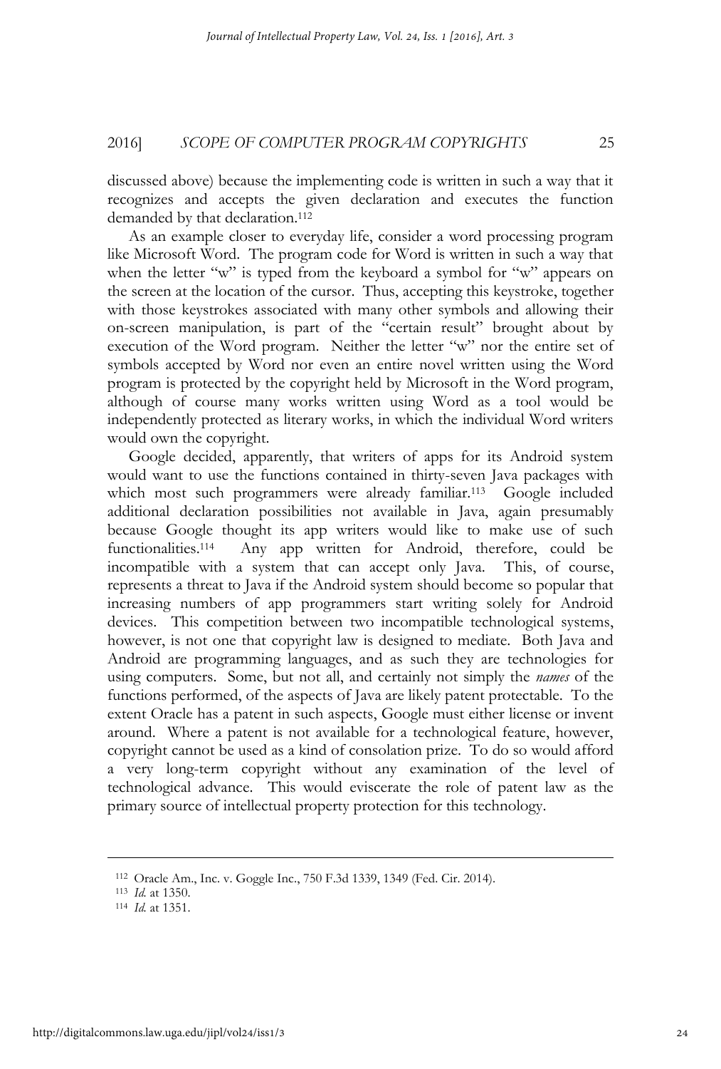discussed above) because the implementing code is written in such a way that it recognizes and accepts the given declaration and executes the function demanded by that declaration.[112]

As an example closer to everyday life, consider a word processing program like Microsoft Word. The program code for Word is written in such a way that when the letter "w" is typed from the keyboard a symbol for "w" appears on the screen at the location of the cursor. Thus, accepting this keystroke, together with those keystrokes associated with many other symbols and allowing their on-screen manipulation, is part of the "certain result" brought about by execution of the Word program. Neither the letter "w" nor the entire set of symbols accepted by Word nor even an entire novel written using the Word program is protected by the copyright held by Microsoft in the Word program, although of course many works written using Word as a tool would be independently protected as literary works, in which the individual Word writers would own the copyright.

Google decided, apparently, that writers of apps for its Android system would want to use the functions contained in thirty-seven Java packages with which most such programmers were already familiar.[113] Google included additional declaration possibilities not available in Java, again presumably because Google thought its app writers would like to make use of such functionalities.[114] Any app written for Android, therefore, could be incompatible with a system that can accept only Java. This, of course, represents a threat to Java if the Android system should become so popular that increasing numbers of app programmers start writing solely for Android devices. This competition between two incompatible technological systems, however, is not one that copyright law is designed to mediate. Both Java and Android are programming languages, and as such they are technologies for using computers. Some, but not all, and certainly not simply the *names* of the functions performed, of the aspects of Java are likely patent protectable. To the extent Oracle has a patent in such aspects, Google must either license or invent around. Where a patent is not available for a technological feature, however, copyright cannot be used as a kind of consolation prize. To do so would afford a very long-term copyright without any examination of the level of technological advance. This would eviscerate the role of patent law as the primary source of intellectual property protection for this technology.

---

[112] Oracle Am., Inc. v. Goggle Inc., 750 F.3d 1339, 1349 (Fed. Cir. 2014).

[113] *Id.* at 1350.

[114] *Id.* at 1351.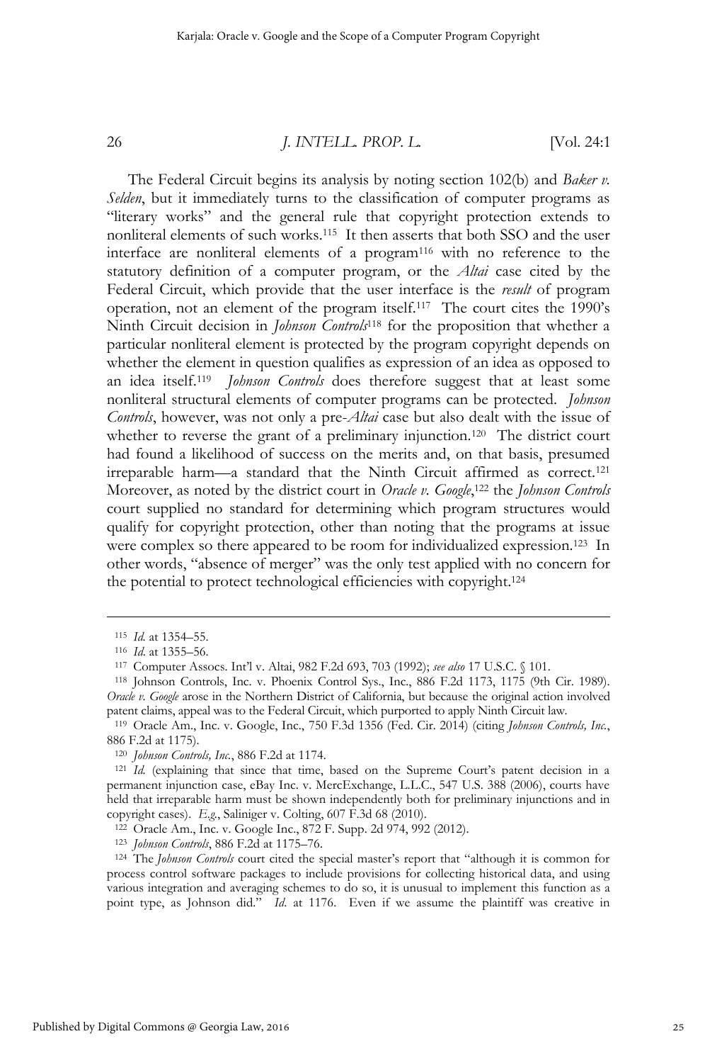The Federal Circuit begins its analysis by noting section 102(b) and *Baker v. Selden*, but it immediately turns to the classification of computer programs as "literary works" and the general rule that copyright protection extends to nonliteral elements of such works.[115] It then asserts that both SSO and the user interface are nonliteral elements of a program[116] with no reference to the statutory definition of a computer program, or the *Altai* case cited by the Federal Circuit, which provide that the user interface is the *result* of program operation, not an element of the program itself.[117] The court cites the 1990's Ninth Circuit decision in *Johnson Controls*[118] for the proposition that whether a particular nonliteral element is protected by the program copyright depends on whether the element in question qualifies as expression of an idea as opposed to an idea itself.[119] *Johnson Controls* does therefore suggest that at least some nonliteral structural elements of computer programs can be protected. *Johnson Controls*, however, was not only a pre-*Altai* case but also dealt with the issue of whether to reverse the grant of a preliminary injunction.[120] The district court had found a likelihood of success on the merits and, on that basis, presumed irreparable harm—a standard that the Ninth Circuit affirmed as correct.[121] Moreover, as noted by the district court in *Oracle v. Google*,[122] the *Johnson Controls* court supplied no standard for determining which program structures would qualify for copyright protection, other than noting that the programs at issue were complex so there appeared to be room for individualized expression.[123] In other words, "absence of merger" was the only test applied with no concern for the potential to protect technological efficiencies with copyright.[124]

---

[115] *Id.* at 1354–55.

[116] *Id.* at 1355–56.

[117] Computer Assocs. Int'l v. Altai, 982 F.2d 693, 703 (1992); *see also* 17 U.S.C. § 101.

[118] Johnson Controls, Inc. v. Phoenix Control Sys., Inc., 886 F.2d 1173, 1175 (9th Cir. 1989). *Oracle v. Google* arose in the Northern District of California, but because the original action involved patent claims, appeal was to the Federal Circuit, which purported to apply Ninth Circuit law.

[119] Oracle Am., Inc. v. Google, Inc., 750 F.3d 1356 (Fed. Cir. 2014) (citing *Johnson Controls, Inc.*, 886 F.2d at 1175).

[120] *Johnson Controls, Inc.*, 886 F.2d at 1174.

[121] *Id.* (explaining that since that time, based on the Supreme Court's patent decision in a permanent injunction case, eBay Inc. v. MercExchange, L.L.C., 547 U.S. 388 (2006), courts have held that irreparable harm must be shown independently both for preliminary injunctions and in copyright cases). *E.g.*, Saliniger v. Colting, 607 F.3d 68 (2010).

[122] Oracle Am., Inc. v. Google Inc., 872 F. Supp. 2d 974, 992 (2012).

[123] *Johnson Controls*, 886 F.2d at 1175–76.

[124] The *Johnson Controls* court cited the special master's report that "although it is common for process control software packages to include provisions for collecting historical data, and using various integration and averaging schemes to do so, it is unusual to implement this function as a point type, as Johnson did." *Id.* at 1176. Even if we assume the plaintiff was creative in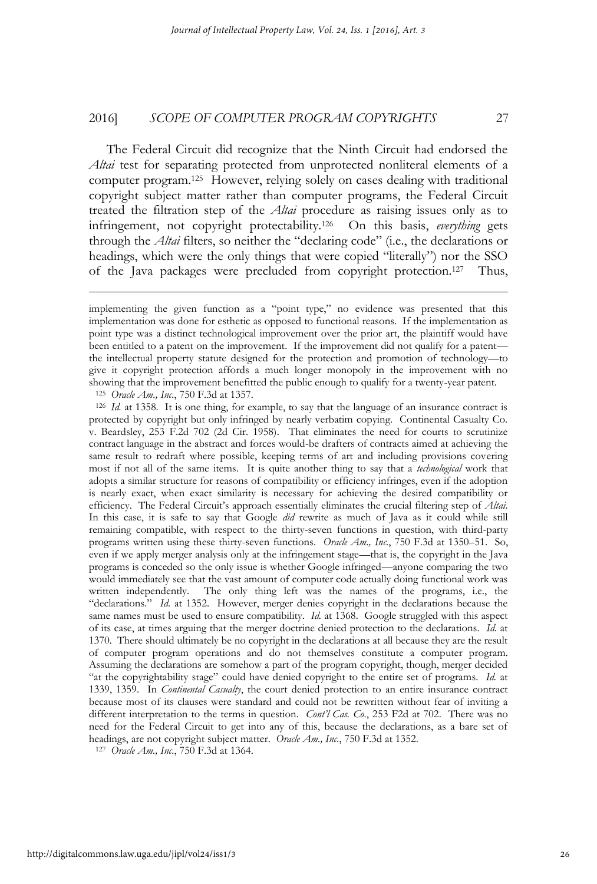The Federal Circuit did recognize that the Ninth Circuit had endorsed the *Altai* test for separating protected from unprotected nonliteral elements of a computer program.[125] However, relying solely on cases dealing with traditional copyright subject matter rather than computer programs, the Federal Circuit treated the filtration step of the *Altai* procedure as raising issues only as to infringement, not copyright protectability.[126] On this basis, *everything* gets through the *Altai* filters, so neither the "declaring code" (i.e., the declarations or headings, which were the only things that were copied "literally") nor the SSO of the Java packages were precluded from copyright protection.[127] Thus,

---

implementing the given function as a "point type," no evidence was presented that this implementation was done for esthetic as opposed to functional reasons. If the implementation as point type was a distinct technological improvement over the prior art, the plaintiff would have been entitled to a patent on the improvement. If the improvement did not qualify for a patent—the intellectual property statute designed for the protection and promotion of technology—to give it copyright protection affords a much longer monopoly in the improvement with no showing that the improvement benefitted the public enough to qualify for a twenty-year patent.

[125] *Oracle Am., Inc.*, 750 F.3d at 1357.

[126] *Id.* at 1358. It is one thing, for example, to say that the language of an insurance contract is protected by copyright but only infringed by nearly verbatim copying. Continental Casualty Co. v. Beardsley, 253 F.2d 702 (2d Cir. 1958). That eliminates the need for courts to scrutinize contract language in the abstract and forces would-be drafters of contracts aimed at achieving the same result to redraft where possible, keeping terms of art and including provisions covering most if not all of the same items. It is quite another thing to say that a *technological* work that adopts a similar structure for reasons of compatibility or efficiency infringes, even if the adoption is nearly exact, when exact similarity is necessary for achieving the desired compatibility or efficiency. The Federal Circuit's approach essentially eliminates the crucial filtering step of *Altai*. In this case, it is safe to say that Google *did* rewrite as much of Java as it could while still remaining compatible, with respect to the thirty-seven functions in question, with third-party programs written using these thirty-seven functions. *Oracle Am., Inc.*, 750 F.3d at 1350–51. So, even if we apply merger analysis only at the infringement stage—that is, the copyright in the Java programs is conceded so the only issue is whether Google infringed—anyone comparing the two would immediately see that the vast amount of computer code actually doing functional work was written independently. The only thing left was the names of the programs, i.e., the "declarations." *Id.* at 1352. However, merger denies copyright in the declarations because the same names must be used to ensure compatibility. *Id.* at 1368. Google struggled with this aspect of its case, at times arguing that the merger doctrine denied protection to the declarations. *Id.* at 1370. There should ultimately be no copyright in the declarations at all because they are the result of computer program operations and do not themselves constitute a computer program. Assuming the declarations are somehow a part of the program copyright, though, merger decided "at the copyrightability stage" could have denied copyright to the entire set of programs. *Id.* at 1339, 1359. In *Continental Casualty*, the court denied protection to an entire insurance contract because most of its clauses were standard and could not be rewritten without fear of inviting a different interpretation to the terms in question. *Cont'l Cas. Co.*, 253 F2d at 702. There was no need for the Federal Circuit to get into any of this, because the declarations, as a bare set of headings, are not copyright subject matter. *Oracle Am., Inc.*, 750 F.3d at 1352.

[127] *Oracle Am., Inc.*, 750 F.3d at 1364.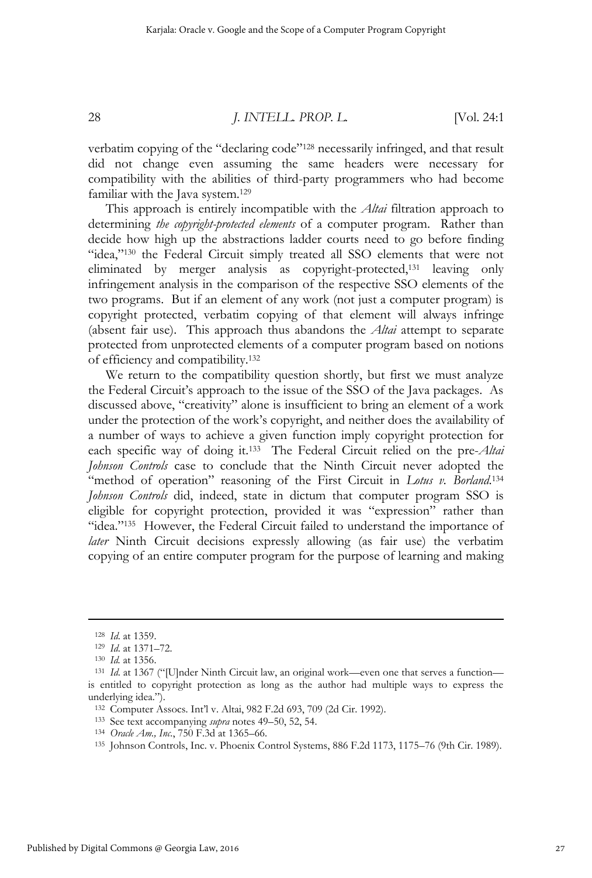verbatim copying of the "declaring code"[128] necessarily infringed, and that result did not change even assuming the same headers were necessary for compatibility with the abilities of third-party programmers who had become familiar with the Java system.[129]

This approach is entirely incompatible with the *Altai* filtration approach to determining *the copyright-protected elements* of a computer program. Rather than decide how high up the abstractions ladder courts need to go before finding "idea,"[130] the Federal Circuit simply treated all SSO elements that were not eliminated by merger analysis as copyright-protected,[131] leaving only infringement analysis in the comparison of the respective SSO elements of the two programs. But if an element of any work (not just a computer program) is copyright protected, verbatim copying of that element will always infringe (absent fair use). This approach thus abandons the *Altai* attempt to separate protected from unprotected elements of a computer program based on notions of efficiency and compatibility.[132]

We return to the compatibility question shortly, but first we must analyze the Federal Circuit's approach to the issue of the SSO of the Java packages. As discussed above, "creativity" alone is insufficient to bring an element of a work under the protection of the work's copyright, and neither does the availability of a number of ways to achieve a given function imply copyright protection for each specific way of doing it.[133] The Federal Circuit relied on the pre-*Altai* *Johnson Controls* case to conclude that the Ninth Circuit never adopted the "method of operation" reasoning of the First Circuit in *Lotus v. Borland*.[134] *Johnson Controls* did, indeed, state in dictum that computer program SSO is eligible for copyright protection, provided it was "expression" rather than "idea."[135] However, the Federal Circuit failed to understand the importance of *later* Ninth Circuit decisions expressly allowing (as fair use) the verbatim copying of an entire computer program for the purpose of learning and making

---

[128] *Id.* at 1359.

[129] *Id.* at 1371–72.

[130] *Id.* at 1356.

[131] *Id.* at 1367 ("[U]nder Ninth Circuit law, an original work—even one that serves a function—is entitled to copyright protection as long as the author had multiple ways to express the underlying idea.").

[132] Computer Assocs. Int'l v. Altai, 982 F.2d 693, 709 (2d Cir. 1992).

[133] See text accompanying *supra* notes 49–50, 52, 54.

[134] *Oracle Am., Inc.*, 750 F.3d at 1365–66.

[135] Johnson Controls, Inc. v. Phoenix Control Systems, 886 F.2d 1173, 1175–76 (9th Cir. 1989).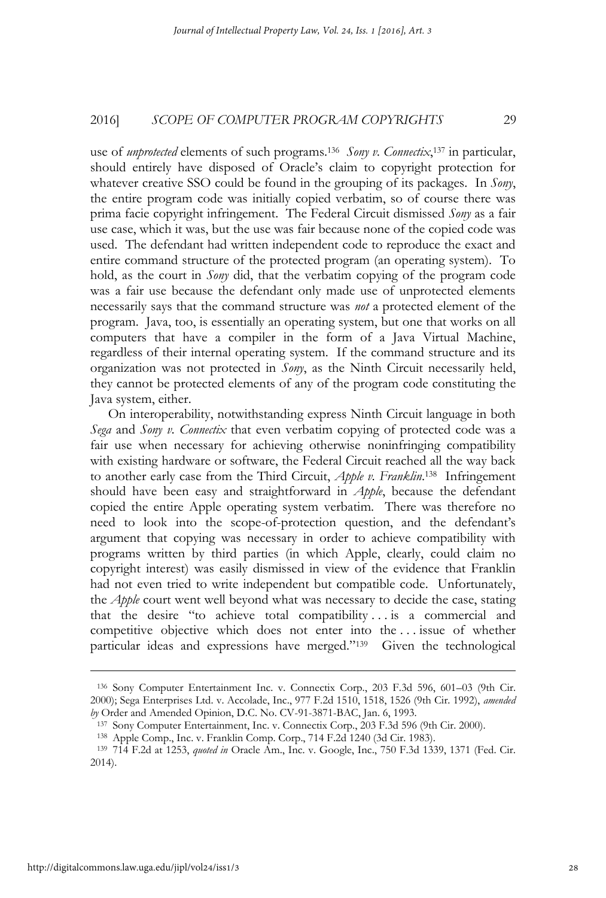use of *unprotected* elements of such programs.[136] *Sony v. Connectix*,[137] in particular, should entirely have disposed of Oracle's claim to copyright protection for whatever creative SSO could be found in the grouping of its packages. In *Sony*, the entire program code was initially copied verbatim, so of course there was prima facie copyright infringement. The Federal Circuit dismissed *Sony* as a fair use case, which it was, but the use was fair because none of the copied code was used. The defendant had written independent code to reproduce the exact and entire command structure of the protected program (an operating system). To hold, as the court in *Sony* did, that the verbatim copying of the program code was a fair use because the defendant only made use of unprotected elements necessarily says that the command structure was *not* a protected element of the program. Java, too, is essentially an operating system, but one that works on all computers that have a compiler in the form of a Java Virtual Machine, regardless of their internal operating system. If the command structure and its organization was not protected in *Sony*, as the Ninth Circuit necessarily held, they cannot be protected elements of any of the program code constituting the Java system, either.

On interoperability, notwithstanding express Ninth Circuit language in both *Sega* and *Sony v. Connectix* that even verbatim copying of protected code was a fair use when necessary for achieving otherwise noninfringing compatibility with existing hardware or software, the Federal Circuit reached all the way back to another early case from the Third Circuit, *Apple v. Franklin*.[138] Infringement should have been easy and straightforward in *Apple*, because the defendant copied the entire Apple operating system verbatim. There was therefore no need to look into the scope-of-protection question, and the defendant's argument that copying was necessary in order to achieve compatibility with programs written by third parties (in which Apple, clearly, could claim no copyright interest) was easily dismissed in view of the evidence that Franklin had not even tried to write independent but compatible code. Unfortunately, the *Apple* court went well beyond what was necessary to decide the case, stating that the desire "to achieve total compatibility . . . is a commercial and competitive objective which does not enter into the . . . issue of whether particular ideas and expressions have merged."[139] Given the technological

---

[136] Sony Computer Entertainment Inc. v. Connectix Corp., 203 F.3d 596, 601–03 (9th Cir. 2000); Sega Enterprises Ltd. v. Accolade, Inc., 977 F.2d 1510, 1518, 1526 (9th Cir. 1992), *amended by* Order and Amended Opinion, D.C. No. CV-91-3871-BAC, Jan. 6, 1993.

[137] Sony Computer Entertainment, Inc. v. Connectix Corp., 203 F.3d 596 (9th Cir. 2000).

[138] Apple Comp., Inc. v. Franklin Comp. Corp., 714 F.2d 1240 (3d Cir. 1983).

[139] 714 F.2d at 1253, *quoted in* Oracle Am., Inc. v. Google, Inc., 750 F.3d 1339, 1371 (Fed. Cir. 2014).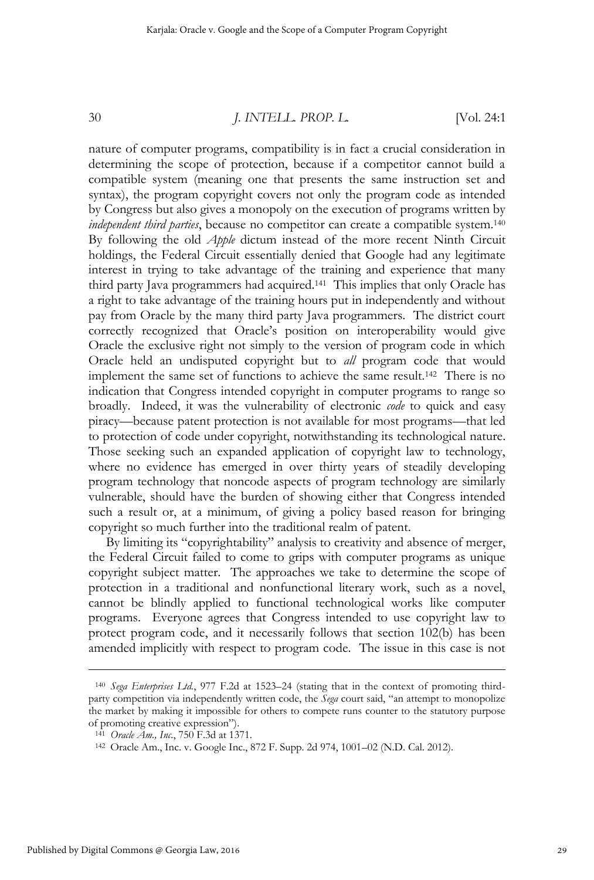nature of computer programs, compatibility is in fact a crucial consideration in determining the scope of protection, because if a competitor cannot build a compatible system (meaning one that presents the same instruction set and syntax), the program copyright covers not only the program code as intended by Congress but also gives a monopoly on the execution of programs written by *independent third parties*, because no competitor can create a compatible system.[140] By following the old *Apple* dictum instead of the more recent Ninth Circuit holdings, the Federal Circuit essentially denied that Google had any legitimate interest in trying to take advantage of the training and experience that many third party Java programmers had acquired.[141] This implies that only Oracle has a right to take advantage of the training hours put in independently and without pay from Oracle by the many third party Java programmers. The district court correctly recognized that Oracle's position on interoperability would give Oracle the exclusive right not simply to the version of program code in which Oracle held an undisputed copyright but to *all* program code that would implement the same set of functions to achieve the same result.[142] There is no indication that Congress intended copyright in computer programs to range so broadly. Indeed, it was the vulnerability of electronic *code* to quick and easy piracy—because patent protection is not available for most programs—that led to protection of code under copyright, notwithstanding its technological nature. Those seeking such an expanded application of copyright law to technology, where no evidence has emerged in over thirty years of steadily developing program technology that noncode aspects of program technology are similarly vulnerable, should have the burden of showing either that Congress intended such a result or, at a minimum, of giving a policy based reason for bringing copyright so much further into the traditional realm of patent.

By limiting its "copyrightability" analysis to creativity and absence of merger, the Federal Circuit failed to come to grips with computer programs as unique copyright subject matter. The approaches we take to determine the scope of protection in a traditional and nonfunctional literary work, such as a novel, cannot be blindly applied to functional technological works like computer programs. Everyone agrees that Congress intended to use copyright law to protect program code, and it necessarily follows that section 102(b) has been amended implicitly with respect to program code. The issue in this case is not

---

[140] *Sega Enterprises Ltd.*, 977 F.2d at 1523–24 (stating that in the context of promoting third-party competition via independently written code, the *Sega* court said, "an attempt to monopolize the market by making it impossible for others to compete runs counter to the statutory purpose of promoting creative expression").

[141] *Oracle Am., Inc.*, 750 F.3d at 1371.

[142] Oracle Am., Inc. v. Google Inc., 872 F. Supp. 2d 974, 1001–02 (N.D. Cal. 2012).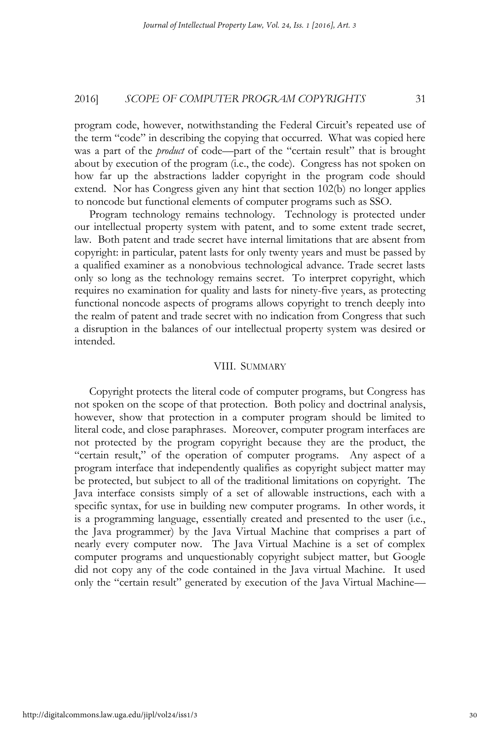program code, however, notwithstanding the Federal Circuit's repeated use of the term "code" in describing the copying that occurred. What was copied here was a part of the *product* of code—part of the "certain result" that is brought about by execution of the program (i.e., the code). Congress has not spoken on how far up the abstractions ladder copyright in the program code should extend. Nor has Congress given any hint that section 102(b) no longer applies to noncode but functional elements of computer programs such as SSO.

Program technology remains technology. Technology is protected under our intellectual property system with patent, and to some extent trade secret, law. Both patent and trade secret have internal limitations that are absent from copyright: in particular, patent lasts for only twenty years and must be passed by a qualified examiner as a nonobvious technological advance. Trade secret lasts only so long as the technology remains secret. To interpret copyright, which requires no examination for quality and lasts for ninety-five years, as protecting functional noncode aspects of programs allows copyright to trench deeply into the realm of patent and trade secret with no indication from Congress that such a disruption in the balances of our intellectual property system was desired or intended.

## VIII. SUMMARY

Copyright protects the literal code of computer programs, but Congress has not spoken on the scope of that protection. Both policy and doctrinal analysis, however, show that protection in a computer program should be limited to literal code, and close paraphrases. Moreover, computer program interfaces are not protected by the program copyright because they are the product, the "certain result," of the operation of computer programs. Any aspect of a program interface that independently qualifies as copyright subject matter may be protected, but subject to all of the traditional limitations on copyright. The Java interface consists simply of a set of allowable instructions, each with a specific syntax, for use in building new computer programs. In other words, it is a programming language, essentially created and presented to the user (i.e., the Java programmer) by the Java Virtual Machine that comprises a part of nearly every computer now. The Java Virtual Machine is a set of complex computer programs and unquestionably copyright subject matter, but Google did not copy any of the code contained in the Java virtual Machine. It used only the "certain result" generated by execution of the Java Virtual Machine—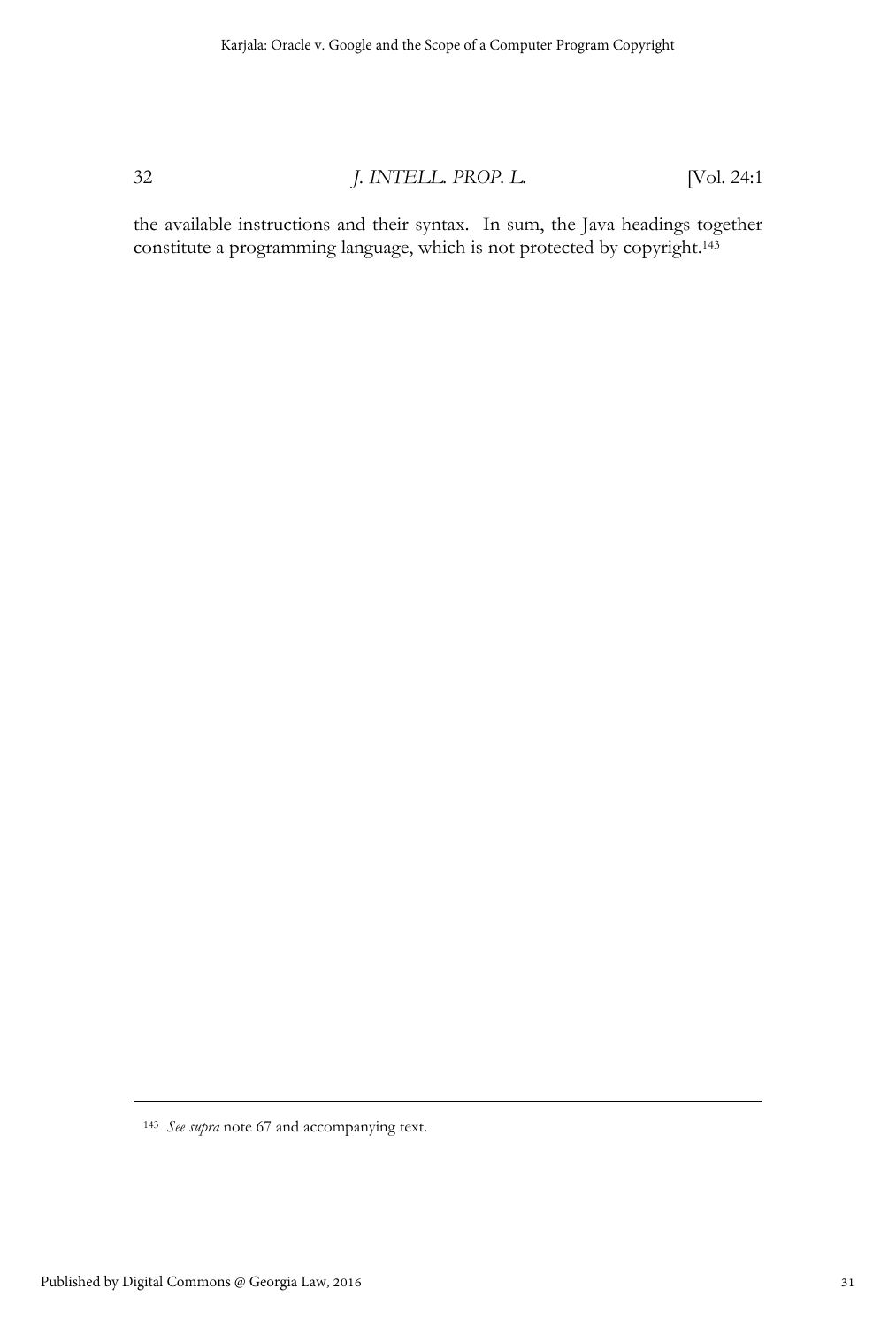the available instructions and their syntax. In sum, the Java headings together constitute a programming language, which is not protected by copyright.[143]

---

[143] *See supra* note 67 and accompanying text.